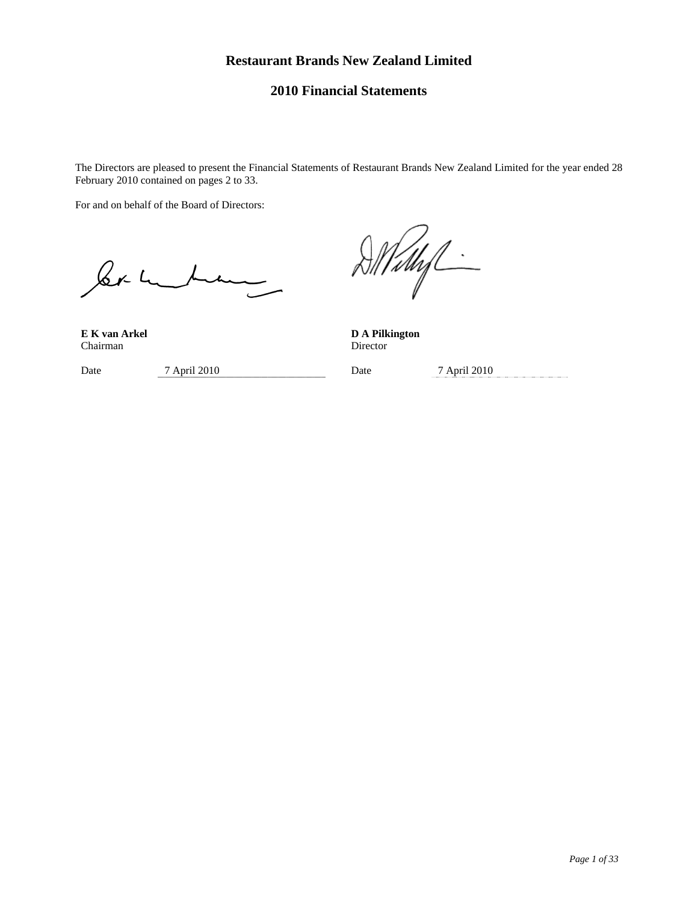# Restaurant Brands New Zealand Limited

## 2010 Financial Statements

The Directors are pleased to present the Financial Statements of Restaurant Brands New Zealand Limited for the year ended 28 February 2010 contained on pages 2 to 33.

For and on behalf of the Board of Directors:

| | |
|---|---|
| **E K van Arkel** | **D A Pilkington** |
| Chairman | Director |
| Date 7 April 2010 | Date 7 April 2010 |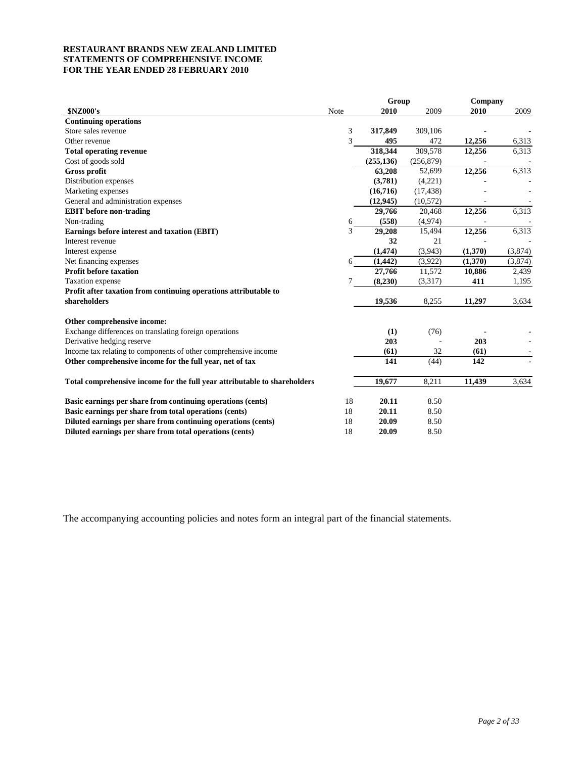**RESTAURANT BRANDS NEW ZEALAND LIMITED**
**STATEMENTS OF COMPREHENSIVE INCOME**
**FOR THE YEAR ENDED 28 FEBRUARY 2010**

| | | Group | | Company | |
|---|---|---|---|---|---|
| **$NZ000's** | Note | **2010** | 2009 | **2010** | 2009 |
| **Continuing operations** | | | | | |
| Store sales revenue | 3 | **317,849** | 309,106 | - | - |
| Other revenue | 3 | **495** | 472 | **12,256** | 6,313 |
| **Total operating revenue** | | **318,344** | 309,578 | **12,256** | 6,313 |
| Cost of goods sold | | **(255,136)** | (256,879) | - | - |
| **Gross profit** | | **63,208** | 52,699 | **12,256** | 6,313 |
| Distribution expenses | | **(3,781)** | (4,221) | - | - |
| Marketing expenses | | **(16,716)** | (17,438) | - | - |
| General and administration expenses | | **(12,945)** | (10,572) | - | - |
| **EBIT before non-trading** | | **29,766** | 20,468 | **12,256** | 6,313 |
| Non-trading | 6 | **(558)** | (4,974) | - | - |
| **Earnings before interest and taxation (EBIT)** | 3 | **29,208** | 15,494 | **12,256** | 6,313 |
| Interest revenue | | **32** | 21 | - | - |
| Interest expense | | **(1,474)** | (3,943) | **(1,370)** | (3,874) |
| Net financing expenses | 6 | **(1,442)** | (3,922) | **(1,370)** | (3,874) |
| **Profit before taxation** | | **27,766** | 11,572 | **10,886** | 2,439 |
| Taxation expense | 7 | **(8,230)** | (3,317) | **411** | 1,195 |
| **Profit after taxation from continuing operations attributable to shareholders** | | **19,536** | 8,255 | **11,297** | 3,634 |
| | | | | | |
| **Other comprehensive income:** | | | | | |
| Exchange differences on translating foreign operations | | **(1)** | (76) | - | - |
| Derivative hedging reserve | | **203** | - | **203** | - |
| Income tax relating to components of other comprehensive income | | **(61)** | 32 | **(61)** | - |
| **Other comprehensive income for the full year, net of tax** | | **141** | (44) | **142** | - |
| | | | | | |
| **Total comprehensive income for the full year attributable to shareholders** | | **19,677** | 8,211 | **11,439** | 3,634 |
| | | | | | |
| **Basic earnings per share from continuing operations (cents)** | 18 | **20.11** | 8.50 | | |
| **Basic earnings per share from total operations (cents)** | 18 | **20.11** | 8.50 | | |
| **Diluted earnings per share from continuing operations (cents)** | 18 | **20.09** | 8.50 | | |
| **Diluted earnings per share from total operations (cents)** | 18 | **20.09** | 8.50 | | |

The accompanying accounting policies and notes form an integral part of the financial statements.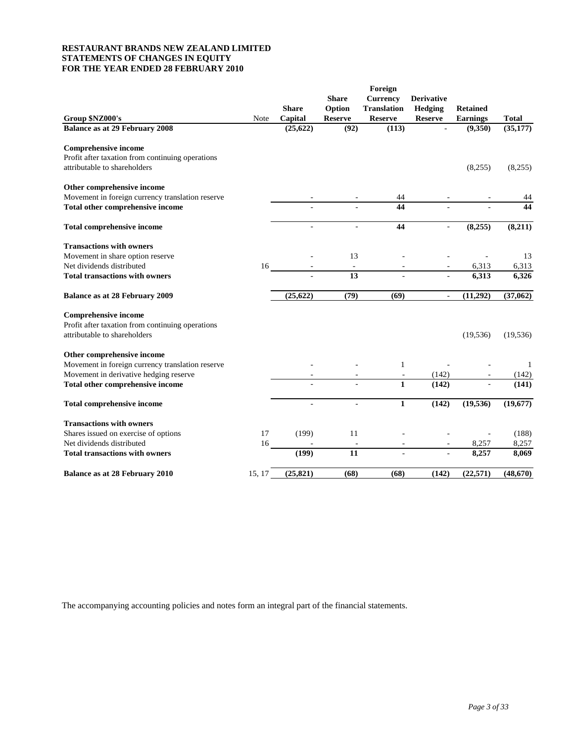**RESTAURANT BRANDS NEW ZEALAND LIMITED**
**STATEMENTS OF CHANGES IN EQUITY**
**FOR THE YEAR ENDED 28 FEBRUARY 2010**

| Group $NZ000's | Note | Share Capital | Share Option Reserve | Foreign Currency Translation Reserve | Derivative Hedging Reserve | Retained Earnings | Total |
|---|---|---|---|---|---|---|---|
| **Balance as at 29 February 2008** | | **(25,622)** | **(92)** | **(113)** | **-** | **(9,350)** | **(35,177)** |
| **Comprehensive income** | | | | | | | |
| Profit after taxation from continuing operations attributable to shareholders | | | | | | (8,255) | (8,255) |
| **Other comprehensive income** | | | | | | | |
| Movement in foreign currency translation reserve | | - | - | 44 | - | - | 44 |
| **Total other comprehensive income** | | **-** | **-** | **44** | **-** | **-** | **44** |
| **Total comprehensive income** | | **-** | **-** | **44** | **-** | **(8,255)** | **(8,211)** |
| **Transactions with owners** | | | | | | | |
| Movement in share option reserve | | - | 13 | - | - | - | 13 |
| Net dividends distributed | 16 | - | - | - | - | 6,313 | 6,313 |
| **Total transactions with owners** | | **-** | **13** | **-** | **-** | **6,313** | **6,326** |
| **Balance as at 28 February 2009** | | **(25,622)** | **(79)** | **(69)** | **-** | **(11,292)** | **(37,062)** |
| **Comprehensive income** | | | | | | | |
| Profit after taxation from continuing operations attributable to shareholders | | | | | | (19,536) | (19,536) |
| **Other comprehensive income** | | | | | | | |
| Movement in foreign currency translation reserve | | - | - | 1 | - | - | 1 |
| Movement in derivative hedging reserve | | - | - | - | (142) | - | (142) |
| **Total other comprehensive income** | | **-** | **-** | **1** | **(142)** | **-** | **(141)** |
| **Total comprehensive income** | | **-** | **-** | **1** | **(142)** | **(19,536)** | **(19,677)** |
| **Transactions with owners** | | | | | | | |
| Shares issued on exercise of options | 17 | (199) | 11 | - | - | - | (188) |
| Net dividends distributed | 16 | - | - | - | - | 8,257 | 8,257 |
| **Total transactions with owners** | | **(199)** | **11** | **-** | **-** | **8,257** | **8,069** |
| **Balance as at 28 February 2010** | 15, 17 | **(25,821)** | **(68)** | **(68)** | **(142)** | **(22,571)** | **(48,670)** |

The accompanying accounting policies and notes form an integral part of the financial statements.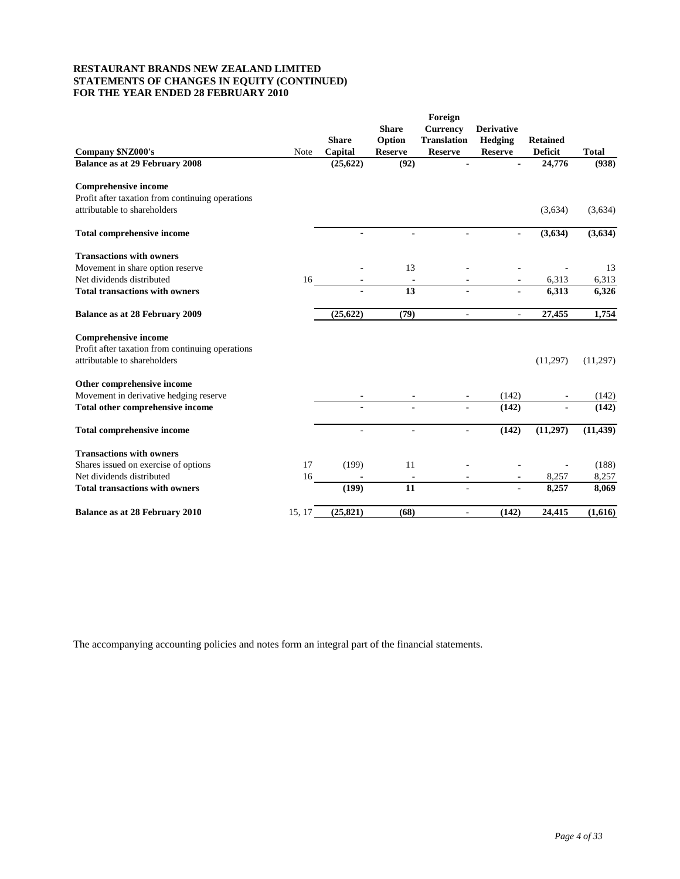**RESTAURANT BRANDS NEW ZEALAND LIMITED**
**STATEMENTS OF CHANGES IN EQUITY (CONTINUED)**
**FOR THE YEAR ENDED 28 FEBRUARY 2010**

| Company $NZ000's | Note | Share Capital | Share Option Reserve | Foreign Currency Translation Reserve | Derivative Hedging Reserve | Retained Deficit | Total |
|---|---|---|---|---|---|---|---|
| **Balance as at 29 February 2008** | | **(25,622)** | **(92)** | **-** | **-** | **24,776** | **(938)** |
| **Comprehensive income** | | | | | | | |
| Profit after taxation from continuing operations attributable to shareholders | | | | | | (3,634) | (3,634) |
| **Total comprehensive income** | | - | - | - | - | **(3,634)** | **(3,634)** |
| **Transactions with owners** | | | | | | | |
| Movement in share option reserve | | - | 13 | - | - | - | 13 |
| Net dividends distributed | 16 | - | - | - | - | 6,313 | 6,313 |
| **Total transactions with owners** | | - | **13** | - | - | **6,313** | **6,326** |
| **Balance as at 28 February 2009** | | **(25,622)** | **(79)** | **-** | **-** | **27,455** | **1,754** |
| **Comprehensive income** | | | | | | | |
| Profit after taxation from continuing operations attributable to shareholders | | | | | | (11,297) | (11,297) |
| **Other comprehensive income** | | | | | | | |
| Movement in derivative hedging reserve | | - | - | - | (142) | - | (142) |
| **Total other comprehensive income** | | - | - | - | **(142)** | - | **(142)** |
| **Total comprehensive income** | | - | - | - | **(142)** | **(11,297)** | **(11,439)** |
| **Transactions with owners** | | | | | | | |
| Shares issued on exercise of options | 17 | (199) | 11 | - | - | - | (188) |
| Net dividends distributed | 16 | - | - | - | - | 8,257 | 8,257 |
| **Total transactions with owners** | | **(199)** | **11** | - | - | **8,257** | **8,069** |
| **Balance as at 28 February 2010** | 15, 17 | **(25,821)** | **(68)** | **-** | **(142)** | **24,415** | **(1,616)** |

The accompanying accounting policies and notes form an integral part of the financial statements.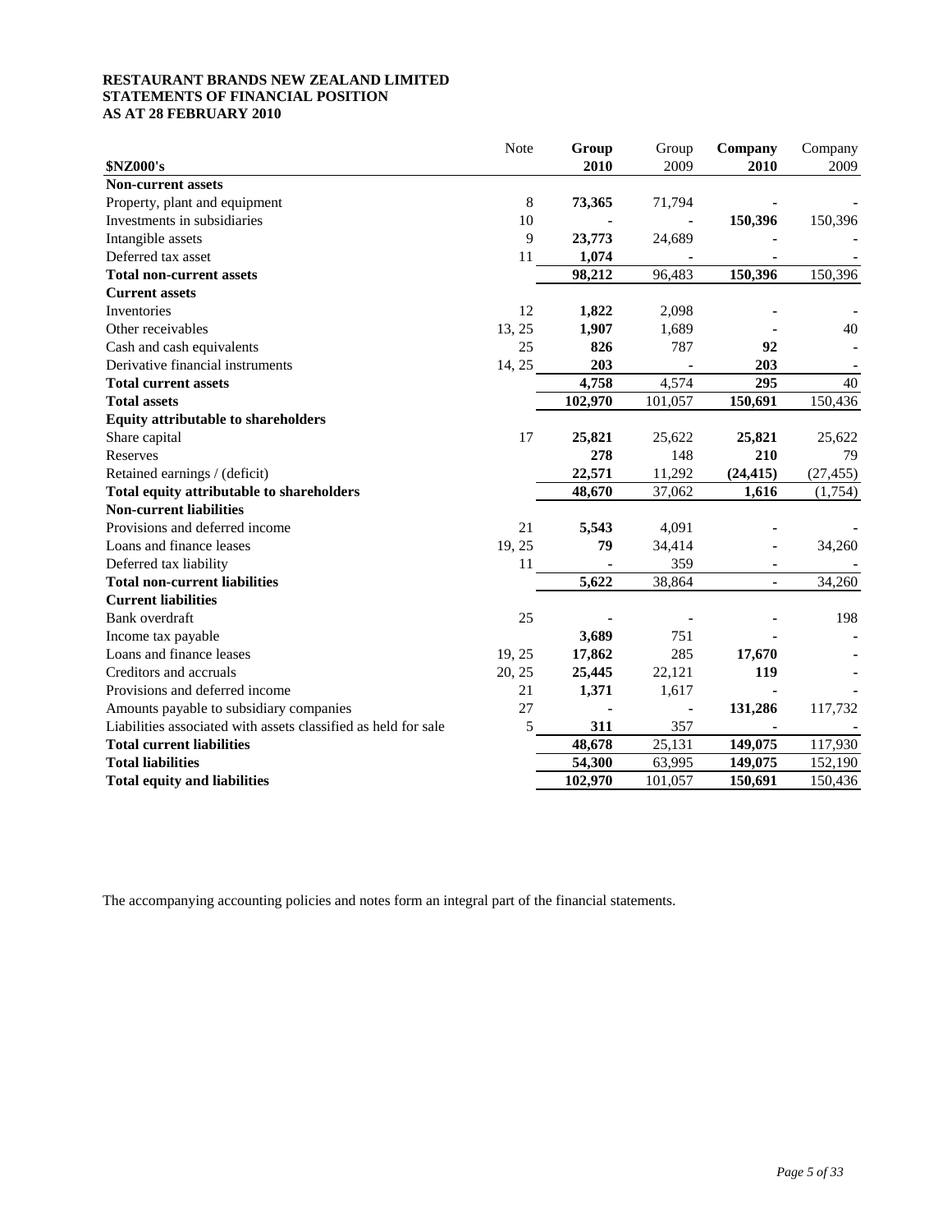**RESTAURANT BRANDS NEW ZEALAND LIMITED**
**STATEMENTS OF FINANCIAL POSITION**
**AS AT 28 FEBRUARY 2010**

| $NZ000's | Note | Group 2010 | Group 2009 | Company 2010 | Company 2009 |
|---|---|---|---|---|---|
| **Non-current assets** | | | | | |
| Property, plant and equipment | 8 | **73,365** | 71,794 | **-** | - |
| Investments in subsidiaries | 10 | **-** | - | **150,396** | 150,396 |
| Intangible assets | 9 | **23,773** | 24,689 | **-** | - |
| Deferred tax asset | 11 | **1,074** | - | **-** | - |
| **Total non-current assets** | | **98,212** | 96,483 | **150,396** | 150,396 |
| **Current assets** | | | | | |
| Inventories | 12 | **1,822** | 2,098 | **-** | - |
| Other receivables | 13, 25 | **1,907** | 1,689 | **-** | 40 |
| Cash and cash equivalents | 25 | **826** | 787 | **92** | - |
| Derivative financial instruments | 14, 25 | **203** | - | **203** | - |
| **Total current assets** | | **4,758** | 4,574 | **295** | 40 |
| **Total assets** | | **102,970** | 101,057 | **150,691** | 150,436 |
| **Equity attributable to shareholders** | | | | | |
| Share capital | 17 | **25,821** | 25,622 | **25,821** | 25,622 |
| Reserves | | **278** | 148 | **210** | 79 |
| Retained earnings / (deficit) | | **22,571** | 11,292 | **(24,415)** | (27,455) |
| **Total equity attributable to shareholders** | | **48,670** | 37,062 | **1,616** | (1,754) |
| **Non-current liabilities** | | | | | |
| Provisions and deferred income | 21 | **5,543** | 4,091 | **-** | - |
| Loans and finance leases | 19, 25 | **79** | 34,414 | **-** | 34,260 |
| Deferred tax liability | 11 | **-** | 359 | **-** | - |
| **Total non-current liabilities** | | **5,622** | 38,864 | **-** | 34,260 |
| **Current liabilities** | | | | | |
| Bank overdraft | 25 | **-** | - | **-** | 198 |
| Income tax payable | | **3,689** | 751 | **-** | - |
| Loans and finance leases | 19, 25 | **17,862** | 285 | **17,670** | - |
| Creditors and accruals | 20, 25 | **25,445** | 22,121 | **119** | - |
| Provisions and deferred income | 21 | **1,371** | 1,617 | **-** | - |
| Amounts payable to subsidiary companies | 27 | **-** | - | **131,286** | 117,732 |
| Liabilities associated with assets classified as held for sale | 5 | **311** | 357 | **-** | - |
| **Total current liabilities** | | **48,678** | 25,131 | **149,075** | 117,930 |
| **Total liabilities** | | **54,300** | 63,995 | **149,075** | 152,190 |
| **Total equity and liabilities** | | **102,970** | 101,057 | **150,691** | 150,436 |

The accompanying accounting policies and notes form an integral part of the financial statements.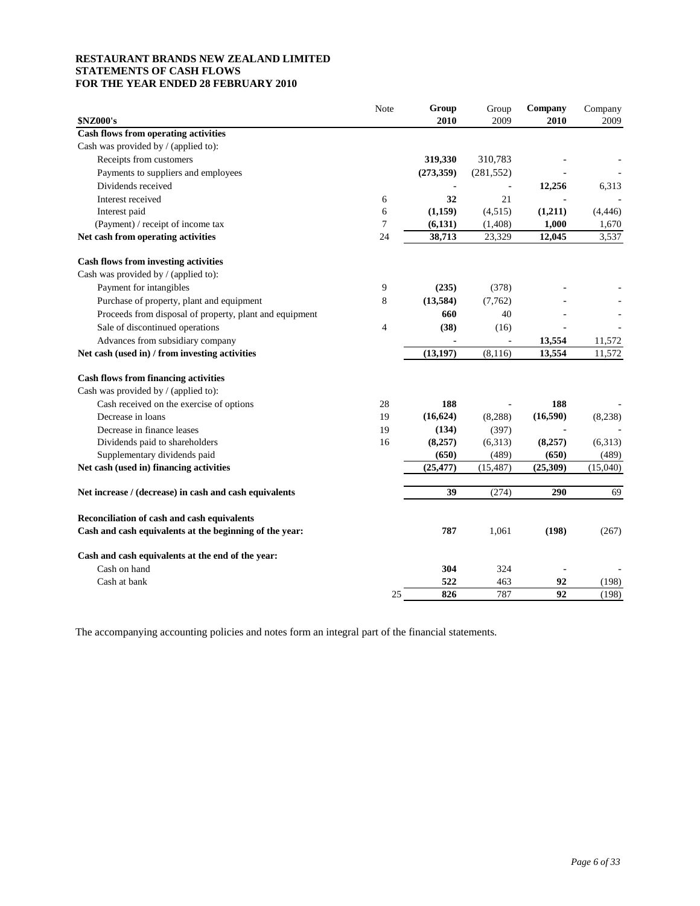**RESTAURANT BRANDS NEW ZEALAND LIMITED**
**STATEMENTS OF CASH FLOWS**
**FOR THE YEAR ENDED 28 FEBRUARY 2010**

| $NZ000's | Note | Group 2010 | Group 2009 | Company 2010 | Company 2009 |
|---|---|---|---|---|---|
| **Cash flows from operating activities** | | | | | |
| Cash was provided by / (applied to): | | | | | |
| Receipts from customers | | **319,330** | 310,783 | **-** | - |
| Payments to suppliers and employees | | **(273,359)** | (281,552) | **-** | - |
| Dividends received | | **-** | - | **12,256** | 6,313 |
| Interest received | 6 | **32** | 21 | **-** | - |
| Interest paid | 6 | **(1,159)** | (4,515) | **(1,211)** | (4,446) |
| (Payment) / receipt of income tax | 7 | **(6,131)** | (1,408) | **1,000** | 1,670 |
| **Net cash from operating activities** | 24 | **38,713** | 23,329 | **12,045** | 3,537 |
| | | | | | |
| **Cash flows from investing activities** | | | | | |
| Cash was provided by / (applied to): | | | | | |
| Payment for intangibles | 9 | **(235)** | (378) | **-** | - |
| Purchase of property, plant and equipment | 8 | **(13,584)** | (7,762) | **-** | - |
| Proceeds from disposal of property, plant and equipment | | **660** | 40 | **-** | - |
| Sale of discontinued operations | 4 | **(38)** | (16) | **-** | - |
| Advances from subsidiary company | | **-** | - | **13,554** | 11,572 |
| **Net cash (used in) / from investing activities** | | **(13,197)** | (8,116) | **13,554** | 11,572 |
| | | | | | |
| **Cash flows from financing activities** | | | | | |
| Cash was provided by / (applied to): | | | | | |
| Cash received on the exercise of options | 28 | **188** | - | **188** | - |
| Decrease in loans | 19 | **(16,624)** | (8,288) | **(16,590)** | (8,238) |
| Decrease in finance leases | 19 | **(134)** | (397) | **-** | - |
| Dividends paid to shareholders | 16 | **(8,257)** | (6,313) | **(8,257)** | (6,313) |
| Supplementary dividends paid | | **(650)** | (489) | **(650)** | (489) |
| **Net cash (used in) financing activities** | | **(25,477)** | (15,487) | **(25,309)** | (15,040) |
| | | | | | |
| **Net increase / (decrease) in cash and cash equivalents** | | **39** | (274) | **290** | 69 |
| | | | | | |
| **Reconciliation of cash and cash equivalents** | | | | | |
| **Cash and cash equivalents at the beginning of the year:** | | **787** | 1,061 | **(198)** | (267) |
| | | | | | |
| **Cash and cash equivalents at the end of the year:** | | | | | |
| Cash on hand | | **304** | 324 | **-** | - |
| Cash at bank | | **522** | 463 | **92** | (198) |
| | 25 | **826** | 787 | **92** | (198) |

The accompanying accounting policies and notes form an integral part of the financial statements.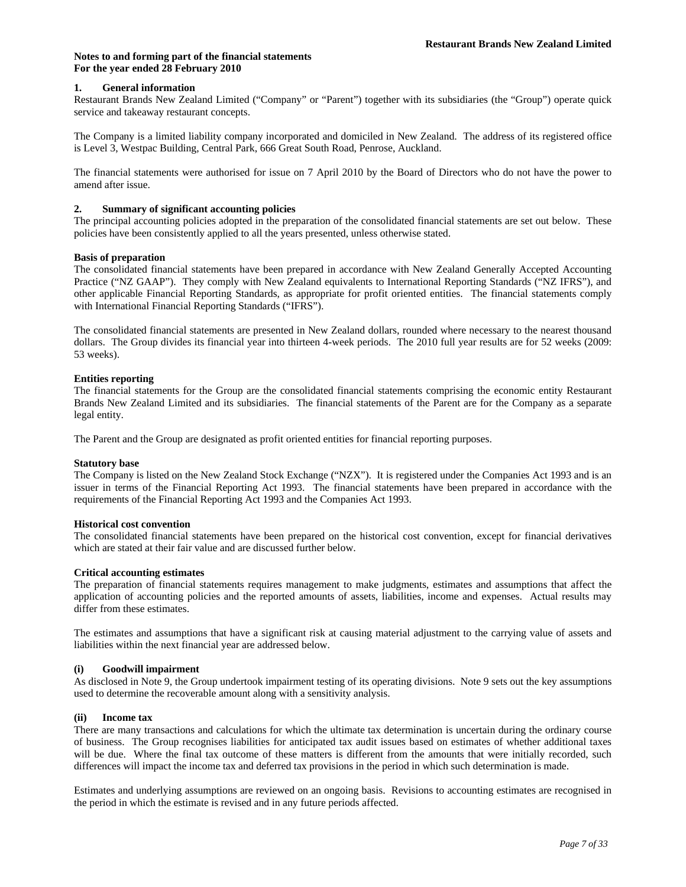**Notes to and forming part of the financial statements**
**For the year ended 28 February 2010**

## 1. General information

Restaurant Brands New Zealand Limited ("Company" or "Parent") together with its subsidiaries (the "Group") operate quick service and takeaway restaurant concepts.

The Company is a limited liability company incorporated and domiciled in New Zealand. The address of its registered office is Level 3, Westpac Building, Central Park, 666 Great South Road, Penrose, Auckland.

The financial statements were authorised for issue on 7 April 2010 by the Board of Directors who do not have the power to amend after issue.

## 2. Summary of significant accounting policies

The principal accounting policies adopted in the preparation of the consolidated financial statements are set out below. These policies have been consistently applied to all the years presented, unless otherwise stated.

### Basis of preparation

The consolidated financial statements have been prepared in accordance with New Zealand Generally Accepted Accounting Practice ("NZ GAAP"). They comply with New Zealand equivalents to International Reporting Standards ("NZ IFRS"), and other applicable Financial Reporting Standards, as appropriate for profit oriented entities. The financial statements comply with International Financial Reporting Standards ("IFRS").

The consolidated financial statements are presented in New Zealand dollars, rounded where necessary to the nearest thousand dollars. The Group divides its financial year into thirteen 4-week periods. The 2010 full year results are for 52 weeks (2009: 53 weeks).

### Entities reporting

The financial statements for the Group are the consolidated financial statements comprising the economic entity Restaurant Brands New Zealand Limited and its subsidiaries. The financial statements of the Parent are for the Company as a separate legal entity.

The Parent and the Group are designated as profit oriented entities for financial reporting purposes.

### Statutory base

The Company is listed on the New Zealand Stock Exchange ("NZX"). It is registered under the Companies Act 1993 and is an issuer in terms of the Financial Reporting Act 1993. The financial statements have been prepared in accordance with the requirements of the Financial Reporting Act 1993 and the Companies Act 1993.

### Historical cost convention

The consolidated financial statements have been prepared on the historical cost convention, except for financial derivatives which are stated at their fair value and are discussed further below.

### Critical accounting estimates

The preparation of financial statements requires management to make judgments, estimates and assumptions that affect the application of accounting policies and the reported amounts of assets, liabilities, income and expenses. Actual results may differ from these estimates.

The estimates and assumptions that have a significant risk at causing material adjustment to the carrying value of assets and liabilities within the next financial year are addressed below.

#### (i) Goodwill impairment

As disclosed in Note 9, the Group undertook impairment testing of its operating divisions. Note 9 sets out the key assumptions used to determine the recoverable amount along with a sensitivity analysis.

#### (ii) Income tax

There are many transactions and calculations for which the ultimate tax determination is uncertain during the ordinary course of business. The Group recognises liabilities for anticipated tax audit issues based on estimates of whether additional taxes will be due. Where the final tax outcome of these matters is different from the amounts that were initially recorded, such differences will impact the income tax and deferred tax provisions in the period in which such determination is made.

Estimates and underlying assumptions are reviewed on an ongoing basis. Revisions to accounting estimates are recognised in the period in which the estimate is revised and in any future periods affected.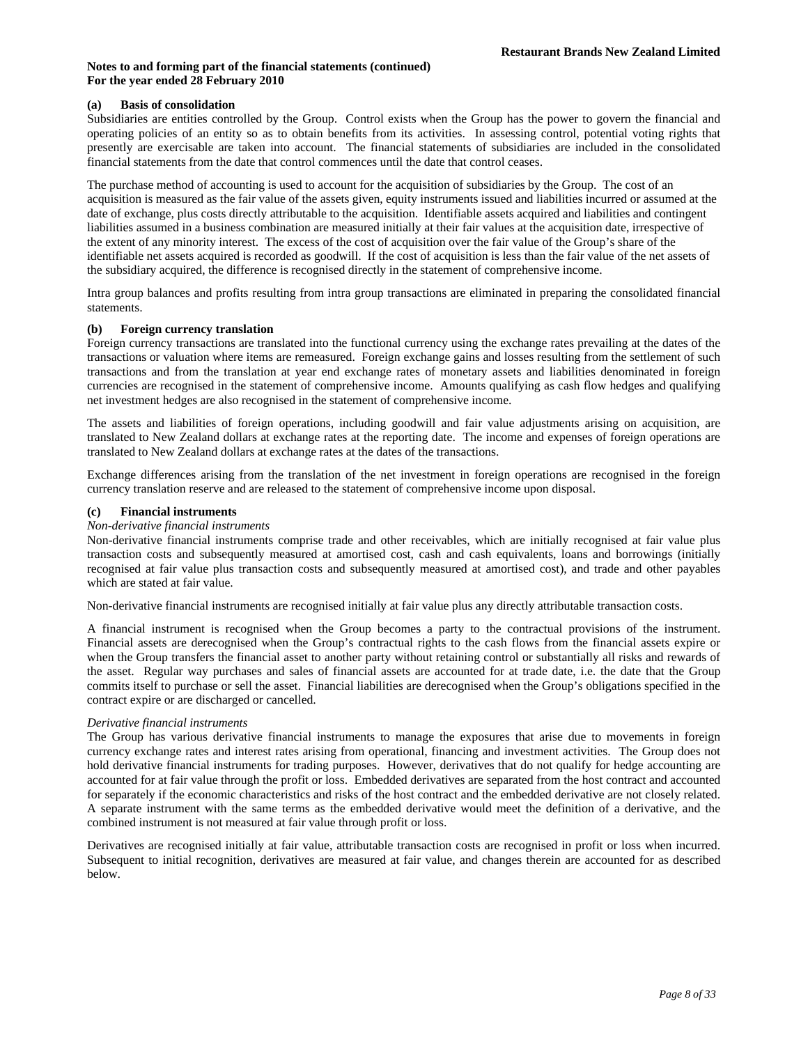**Notes to and forming part of the financial statements (continued)**
**For the year ended 28 February 2010**

### (a) Basis of consolidation

Subsidiaries are entities controlled by the Group. Control exists when the Group has the power to govern the financial and operating policies of an entity so as to obtain benefits from its activities. In assessing control, potential voting rights that presently are exercisable are taken into account. The financial statements of subsidiaries are included in the consolidated financial statements from the date that control commences until the date that control ceases.

The purchase method of accounting is used to account for the acquisition of subsidiaries by the Group. The cost of an acquisition is measured as the fair value of the assets given, equity instruments issued and liabilities incurred or assumed at the date of exchange, plus costs directly attributable to the acquisition. Identifiable assets acquired and liabilities and contingent liabilities assumed in a business combination are measured initially at their fair values at the acquisition date, irrespective of the extent of any minority interest. The excess of the cost of acquisition over the fair value of the Group's share of the identifiable net assets acquired is recorded as goodwill. If the cost of acquisition is less than the fair value of the net assets of the subsidiary acquired, the difference is recognised directly in the statement of comprehensive income.

Intra group balances and profits resulting from intra group transactions are eliminated in preparing the consolidated financial statements.

### (b) Foreign currency translation

Foreign currency transactions are translated into the functional currency using the exchange rates prevailing at the dates of the transactions or valuation where items are remeasured. Foreign exchange gains and losses resulting from the settlement of such transactions and from the translation at year end exchange rates of monetary assets and liabilities denominated in foreign currencies are recognised in the statement of comprehensive income. Amounts qualifying as cash flow hedges and qualifying net investment hedges are also recognised in the statement of comprehensive income.

The assets and liabilities of foreign operations, including goodwill and fair value adjustments arising on acquisition, are translated to New Zealand dollars at exchange rates at the reporting date. The income and expenses of foreign operations are translated to New Zealand dollars at exchange rates at the dates of the transactions.

Exchange differences arising from the translation of the net investment in foreign operations are recognised in the foreign currency translation reserve and are released to the statement of comprehensive income upon disposal.

### (c) Financial instruments

*Non-derivative financial instruments*

Non-derivative financial instruments comprise trade and other receivables, which are initially recognised at fair value plus transaction costs and subsequently measured at amortised cost, cash and cash equivalents, loans and borrowings (initially recognised at fair value plus transaction costs and subsequently measured at amortised cost), and trade and other payables which are stated at fair value.

Non-derivative financial instruments are recognised initially at fair value plus any directly attributable transaction costs.

A financial instrument is recognised when the Group becomes a party to the contractual provisions of the instrument. Financial assets are derecognised when the Group's contractual rights to the cash flows from the financial assets expire or when the Group transfers the financial asset to another party without retaining control or substantially all risks and rewards of the asset. Regular way purchases and sales of financial assets are accounted for at trade date, i.e. the date that the Group commits itself to purchase or sell the asset. Financial liabilities are derecognised when the Group's obligations specified in the contract expire or are discharged or cancelled.

*Derivative financial instruments*

The Group has various derivative financial instruments to manage the exposures that arise due to movements in foreign currency exchange rates and interest rates arising from operational, financing and investment activities. The Group does not hold derivative financial instruments for trading purposes. However, derivatives that do not qualify for hedge accounting are accounted for at fair value through the profit or loss. Embedded derivatives are separated from the host contract and accounted for separately if the economic characteristics and risks of the host contract and the embedded derivative are not closely related. A separate instrument with the same terms as the embedded derivative would meet the definition of a derivative, and the combined instrument is not measured at fair value through profit or loss.

Derivatives are recognised initially at fair value, attributable transaction costs are recognised in profit or loss when incurred. Subsequent to initial recognition, derivatives are measured at fair value, and changes therein are accounted for as described below.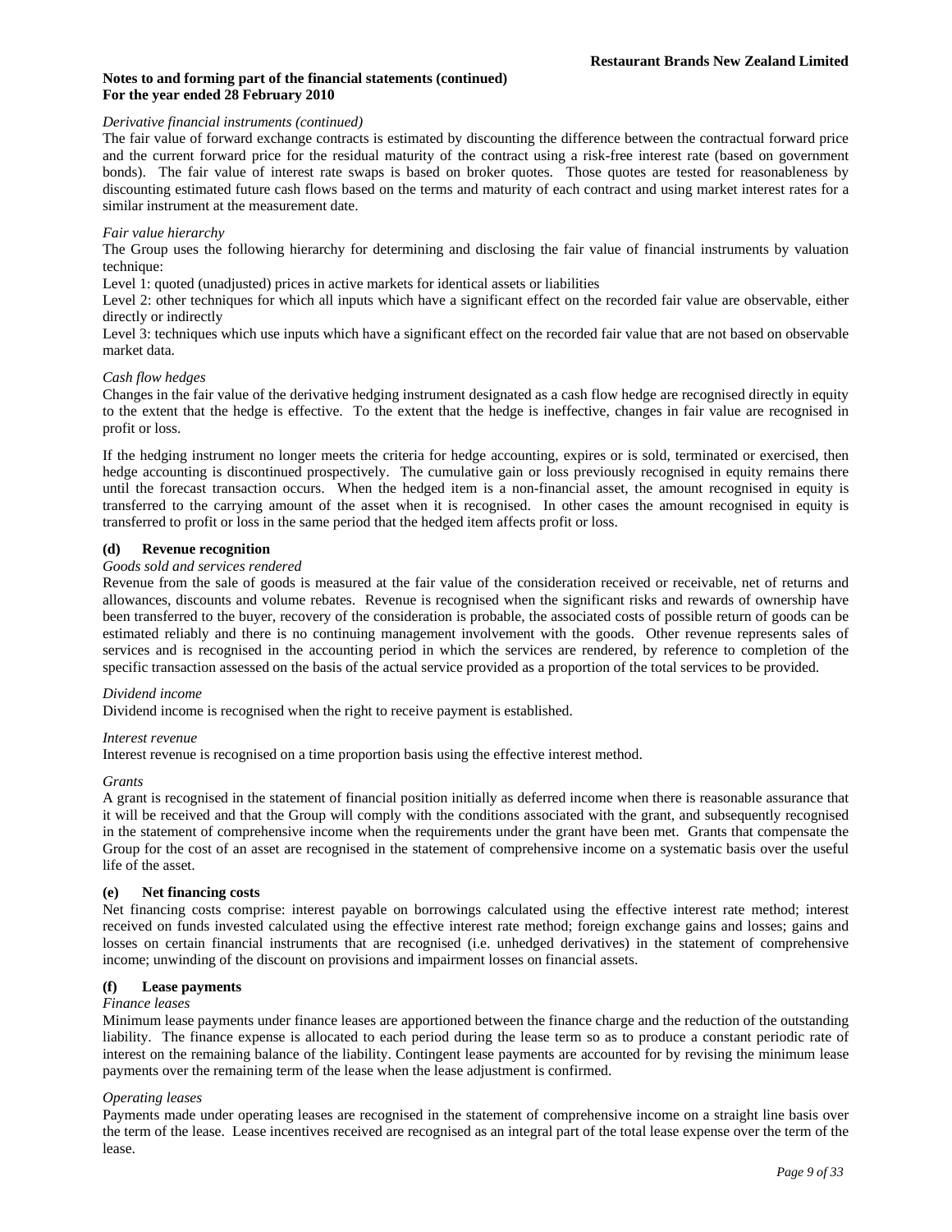**Notes to and forming part of the financial statements (continued)**
**For the year ended 28 February 2010**

*Derivative financial instruments (continued)*

The fair value of forward exchange contracts is estimated by discounting the difference between the contractual forward price and the current forward price for the residual maturity of the contract using a risk-free interest rate (based on government bonds). The fair value of interest rate swaps is based on broker quotes. Those quotes are tested for reasonableness by discounting estimated future cash flows based on the terms and maturity of each contract and using market interest rates for a similar instrument at the measurement date.

*Fair value hierarchy*

The Group uses the following hierarchy for determining and disclosing the fair value of financial instruments by valuation technique:

Level 1: quoted (unadjusted) prices in active markets for identical assets or liabilities

Level 2: other techniques for which all inputs which have a significant effect on the recorded fair value are observable, either directly or indirectly

Level 3: techniques which use inputs which have a significant effect on the recorded fair value that are not based on observable market data.

*Cash flow hedges*

Changes in the fair value of the derivative hedging instrument designated as a cash flow hedge are recognised directly in equity to the extent that the hedge is effective. To the extent that the hedge is ineffective, changes in fair value are recognised in profit or loss.

If the hedging instrument no longer meets the criteria for hedge accounting, expires or is sold, terminated or exercised, then hedge accounting is discontinued prospectively. The cumulative gain or loss previously recognised in equity remains there until the forecast transaction occurs. When the hedged item is a non-financial asset, the amount recognised in equity is transferred to the carrying amount of the asset when it is recognised. In other cases the amount recognised in equity is transferred to profit or loss in the same period that the hedged item affects profit or loss.

**(d) Revenue recognition**

*Goods sold and services rendered*

Revenue from the sale of goods is measured at the fair value of the consideration received or receivable, net of returns and allowances, discounts and volume rebates. Revenue is recognised when the significant risks and rewards of ownership have been transferred to the buyer, recovery of the consideration is probable, the associated costs of possible return of goods can be estimated reliably and there is no continuing management involvement with the goods. Other revenue represents sales of services and is recognised in the accounting period in which the services are rendered, by reference to completion of the specific transaction assessed on the basis of the actual service provided as a proportion of the total services to be provided.

*Dividend income*

Dividend income is recognised when the right to receive payment is established.

*Interest revenue*

Interest revenue is recognised on a time proportion basis using the effective interest method.

*Grants*

A grant is recognised in the statement of financial position initially as deferred income when there is reasonable assurance that it will be received and that the Group will comply with the conditions associated with the grant, and subsequently recognised in the statement of comprehensive income when the requirements under the grant have been met. Grants that compensate the Group for the cost of an asset are recognised in the statement of comprehensive income on a systematic basis over the useful life of the asset.

**(e) Net financing costs**

Net financing costs comprise: interest payable on borrowings calculated using the effective interest rate method; interest received on funds invested calculated using the effective interest rate method; foreign exchange gains and losses; gains and losses on certain financial instruments that are recognised (i.e. unhedged derivatives) in the statement of comprehensive income; unwinding of the discount on provisions and impairment losses on financial assets.

**(f) Lease payments**

*Finance leases*

Minimum lease payments under finance leases are apportioned between the finance charge and the reduction of the outstanding liability. The finance expense is allocated to each period during the lease term so as to produce a constant periodic rate of interest on the remaining balance of the liability. Contingent lease payments are accounted for by revising the minimum lease payments over the remaining term of the lease when the lease adjustment is confirmed.

*Operating leases*

Payments made under operating leases are recognised in the statement of comprehensive income on a straight line basis over the term of the lease. Lease incentives received are recognised as an integral part of the total lease expense over the term of the lease.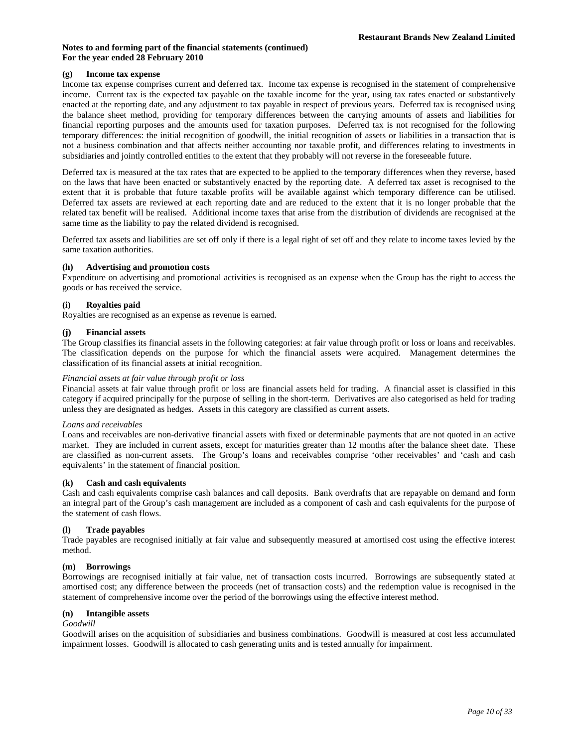**Notes to and forming part of the financial statements (continued)**
**For the year ended 28 February 2010**

### (g) Income tax expense

Income tax expense comprises current and deferred tax. Income tax expense is recognised in the statement of comprehensive income. Current tax is the expected tax payable on the taxable income for the year, using tax rates enacted or substantively enacted at the reporting date, and any adjustment to tax payable in respect of previous years. Deferred tax is recognised using the balance sheet method, providing for temporary differences between the carrying amounts of assets and liabilities for financial reporting purposes and the amounts used for taxation purposes. Deferred tax is not recognised for the following temporary differences: the initial recognition of goodwill, the initial recognition of assets or liabilities in a transaction that is not a business combination and that affects neither accounting nor taxable profit, and differences relating to investments in subsidiaries and jointly controlled entities to the extent that they probably will not reverse in the foreseeable future.

Deferred tax is measured at the tax rates that are expected to be applied to the temporary differences when they reverse, based on the laws that have been enacted or substantively enacted by the reporting date. A deferred tax asset is recognised to the extent that it is probable that future taxable profits will be available against which temporary difference can be utilised. Deferred tax assets are reviewed at each reporting date and are reduced to the extent that it is no longer probable that the related tax benefit will be realised. Additional income taxes that arise from the distribution of dividends are recognised at the same time as the liability to pay the related dividend is recognised.

Deferred tax assets and liabilities are set off only if there is a legal right of set off and they relate to income taxes levied by the same taxation authorities.

### (h) Advertising and promotion costs

Expenditure on advertising and promotional activities is recognised as an expense when the Group has the right to access the goods or has received the service.

### (i) Royalties paid

Royalties are recognised as an expense as revenue is earned.

### (j) Financial assets

The Group classifies its financial assets in the following categories: at fair value through profit or loss or loans and receivables. The classification depends on the purpose for which the financial assets were acquired. Management determines the classification of its financial assets at initial recognition.

*Financial assets at fair value through profit or loss*

Financial assets at fair value through profit or loss are financial assets held for trading. A financial asset is classified in this category if acquired principally for the purpose of selling in the short-term. Derivatives are also categorised as held for trading unless they are designated as hedges. Assets in this category are classified as current assets.

*Loans and receivables*

Loans and receivables are non-derivative financial assets with fixed or determinable payments that are not quoted in an active market. They are included in current assets, except for maturities greater than 12 months after the balance sheet date. These are classified as non-current assets. The Group's loans and receivables comprise 'other receivables' and 'cash and cash equivalents' in the statement of financial position.

### (k) Cash and cash equivalents

Cash and cash equivalents comprise cash balances and call deposits. Bank overdrafts that are repayable on demand and form an integral part of the Group's cash management are included as a component of cash and cash equivalents for the purpose of the statement of cash flows.

### (l) Trade payables

Trade payables are recognised initially at fair value and subsequently measured at amortised cost using the effective interest method.

### (m) Borrowings

Borrowings are recognised initially at fair value, net of transaction costs incurred. Borrowings are subsequently stated at amortised cost; any difference between the proceeds (net of transaction costs) and the redemption value is recognised in the statement of comprehensive income over the period of the borrowings using the effective interest method.

### (n) Intangible assets

*Goodwill*

Goodwill arises on the acquisition of subsidiaries and business combinations. Goodwill is measured at cost less accumulated impairment losses. Goodwill is allocated to cash generating units and is tested annually for impairment.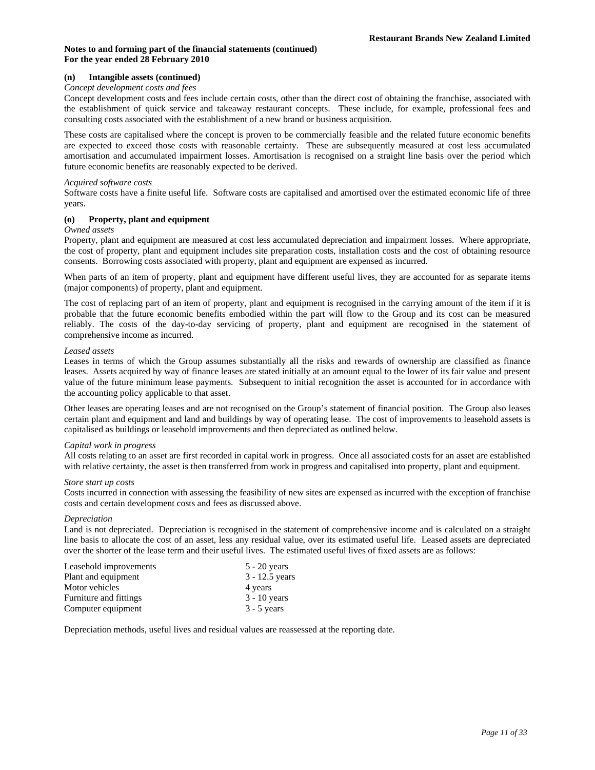**Notes to and forming part of the financial statements (continued)**
**For the year ended 28 February 2010**

**(n) Intangible assets (continued)**

*Concept development costs and fees*

Concept development costs and fees include certain costs, other than the direct cost of obtaining the franchise, associated with the establishment of quick service and takeaway restaurant concepts. These include, for example, professional fees and consulting costs associated with the establishment of a new brand or business acquisition.

These costs are capitalised where the concept is proven to be commercially feasible and the related future economic benefits are expected to exceed those costs with reasonable certainty. These are subsequently measured at cost less accumulated amortisation and accumulated impairment losses. Amortisation is recognised on a straight line basis over the period which future economic benefits are reasonably expected to be derived.

*Acquired software costs*

Software costs have a finite useful life. Software costs are capitalised and amortised over the estimated economic life of three years.

**(o) Property, plant and equipment**

*Owned assets*

Property, plant and equipment are measured at cost less accumulated depreciation and impairment losses. Where appropriate, the cost of property, plant and equipment includes site preparation costs, installation costs and the cost of obtaining resource consents. Borrowing costs associated with property, plant and equipment are expensed as incurred.

When parts of an item of property, plant and equipment have different useful lives, they are accounted for as separate items (major components) of property, plant and equipment.

The cost of replacing part of an item of property, plant and equipment is recognised in the carrying amount of the item if it is probable that the future economic benefits embodied within the part will flow to the Group and its cost can be measured reliably. The costs of the day-to-day servicing of property, plant and equipment are recognised in the statement of comprehensive income as incurred.

*Leased assets*

Leases in terms of which the Group assumes substantially all the risks and rewards of ownership are classified as finance leases. Assets acquired by way of finance leases are stated initially at an amount equal to the lower of its fair value and present value of the future minimum lease payments. Subsequent to initial recognition the asset is accounted for in accordance with the accounting policy applicable to that asset.

Other leases are operating leases and are not recognised on the Group's statement of financial position. The Group also leases certain plant and equipment and land and buildings by way of operating lease. The cost of improvements to leasehold assets is capitalised as buildings or leasehold improvements and then depreciated as outlined below.

*Capital work in progress*

All costs relating to an asset are first recorded in capital work in progress. Once all associated costs for an asset are established with relative certainty, the asset is then transferred from work in progress and capitalised into property, plant and equipment.

*Store start up costs*

Costs incurred in connection with assessing the feasibility of new sites are expensed as incurred with the exception of franchise costs and certain development costs and fees as discussed above.

*Depreciation*

Land is not depreciated. Depreciation is recognised in the statement of comprehensive income and is calculated on a straight line basis to allocate the cost of an asset, less any residual value, over its estimated useful life. Leased assets are depreciated over the shorter of the lease term and their useful lives. The estimated useful lives of fixed assets are as follows:

| | |
|---|---|
| Leasehold improvements | 5 - 20 years |
| Plant and equipment | 3 - 12.5 years |
| Motor vehicles | 4 years |
| Furniture and fittings | 3 - 10 years |
| Computer equipment | 3 - 5 years |

Depreciation methods, useful lives and residual values are reassessed at the reporting date.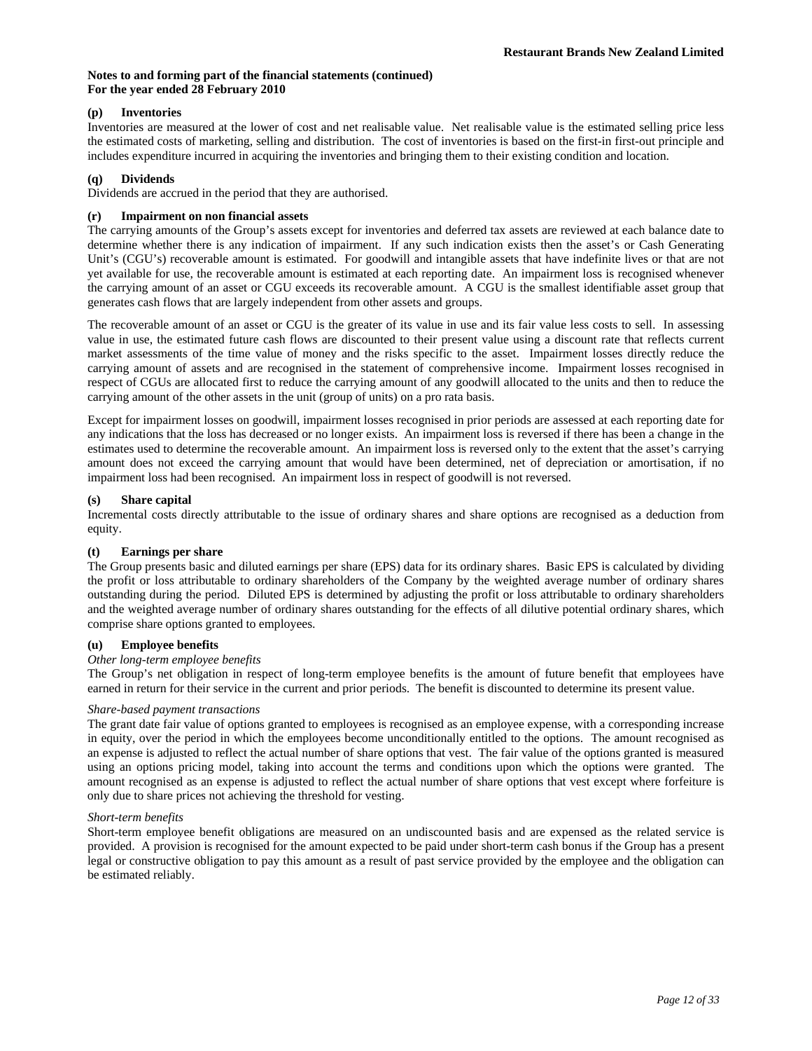**Notes to and forming part of the financial statements (continued)**
**For the year ended 28 February 2010**

**(p) Inventories**

Inventories are measured at the lower of cost and net realisable value. Net realisable value is the estimated selling price less the estimated costs of marketing, selling and distribution. The cost of inventories is based on the first-in first-out principle and includes expenditure incurred in acquiring the inventories and bringing them to their existing condition and location.

**(q) Dividends**

Dividends are accrued in the period that they are authorised.

**(r) Impairment on non financial assets**

The carrying amounts of the Group's assets except for inventories and deferred tax assets are reviewed at each balance date to determine whether there is any indication of impairment. If any such indication exists then the asset's or Cash Generating Unit's (CGU's) recoverable amount is estimated. For goodwill and intangible assets that have indefinite lives or that are not yet available for use, the recoverable amount is estimated at each reporting date. An impairment loss is recognised whenever the carrying amount of an asset or CGU exceeds its recoverable amount. A CGU is the smallest identifiable asset group that generates cash flows that are largely independent from other assets and groups.

The recoverable amount of an asset or CGU is the greater of its value in use and its fair value less costs to sell. In assessing value in use, the estimated future cash flows are discounted to their present value using a discount rate that reflects current market assessments of the time value of money and the risks specific to the asset. Impairment losses directly reduce the carrying amount of assets and are recognised in the statement of comprehensive income. Impairment losses recognised in respect of CGUs are allocated first to reduce the carrying amount of any goodwill allocated to the units and then to reduce the carrying amount of the other assets in the unit (group of units) on a pro rata basis.

Except for impairment losses on goodwill, impairment losses recognised in prior periods are assessed at each reporting date for any indications that the loss has decreased or no longer exists. An impairment loss is reversed if there has been a change in the estimates used to determine the recoverable amount. An impairment loss is reversed only to the extent that the asset's carrying amount does not exceed the carrying amount that would have been determined, net of depreciation or amortisation, if no impairment loss had been recognised. An impairment loss in respect of goodwill is not reversed.

**(s) Share capital**

Incremental costs directly attributable to the issue of ordinary shares and share options are recognised as a deduction from equity.

**(t) Earnings per share**

The Group presents basic and diluted earnings per share (EPS) data for its ordinary shares. Basic EPS is calculated by dividing the profit or loss attributable to ordinary shareholders of the Company by the weighted average number of ordinary shares outstanding during the period. Diluted EPS is determined by adjusting the profit or loss attributable to ordinary shareholders and the weighted average number of ordinary shares outstanding for the effects of all dilutive potential ordinary shares, which comprise share options granted to employees.

**(u) Employee benefits**

*Other long-term employee benefits*

The Group's net obligation in respect of long-term employee benefits is the amount of future benefit that employees have earned in return for their service in the current and prior periods. The benefit is discounted to determine its present value.

*Share-based payment transactions*

The grant date fair value of options granted to employees is recognised as an employee expense, with a corresponding increase in equity, over the period in which the employees become unconditionally entitled to the options. The amount recognised as an expense is adjusted to reflect the actual number of share options that vest. The fair value of the options granted is measured using an options pricing model, taking into account the terms and conditions upon which the options were granted. The amount recognised as an expense is adjusted to reflect the actual number of share options that vest except where forfeiture is only due to share prices not achieving the threshold for vesting.

*Short-term benefits*

Short-term employee benefit obligations are measured on an undiscounted basis and are expensed as the related service is provided. A provision is recognised for the amount expected to be paid under short-term cash bonus if the Group has a present legal or constructive obligation to pay this amount as a result of past service provided by the employee and the obligation can be estimated reliably.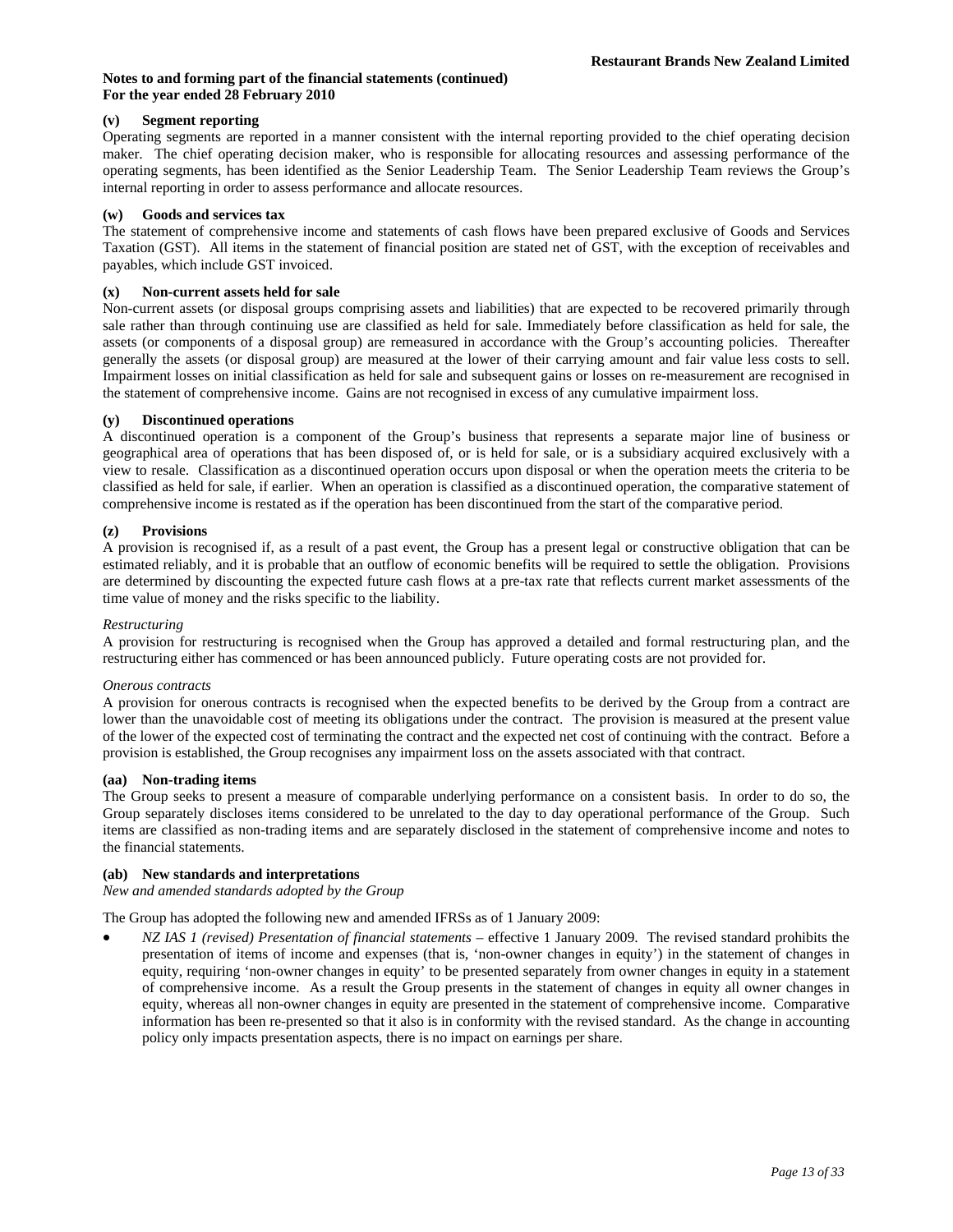**Notes to and forming part of the financial statements (continued)**
**For the year ended 28 February 2010**

### (v) Segment reporting

Operating segments are reported in a manner consistent with the internal reporting provided to the chief operating decision maker. The chief operating decision maker, who is responsible for allocating resources and assessing performance of the operating segments, has been identified as the Senior Leadership Team. The Senior Leadership Team reviews the Group's internal reporting in order to assess performance and allocate resources.

### (w) Goods and services tax

The statement of comprehensive income and statements of cash flows have been prepared exclusive of Goods and Services Taxation (GST). All items in the statement of financial position are stated net of GST, with the exception of receivables and payables, which include GST invoiced.

### (x) Non-current assets held for sale

Non-current assets (or disposal groups comprising assets and liabilities) that are expected to be recovered primarily through sale rather than through continuing use are classified as held for sale. Immediately before classification as held for sale, the assets (or components of a disposal group) are remeasured in accordance with the Group's accounting policies. Thereafter generally the assets (or disposal group) are measured at the lower of their carrying amount and fair value less costs to sell. Impairment losses on initial classification as held for sale and subsequent gains or losses on re-measurement are recognised in the statement of comprehensive income. Gains are not recognised in excess of any cumulative impairment loss.

### (y) Discontinued operations

A discontinued operation is a component of the Group's business that represents a separate major line of business or geographical area of operations that has been disposed of, or is held for sale, or is a subsidiary acquired exclusively with a view to resale. Classification as a discontinued operation occurs upon disposal or when the operation meets the criteria to be classified as held for sale, if earlier. When an operation is classified as a discontinued operation, the comparative statement of comprehensive income is restated as if the operation has been discontinued from the start of the comparative period.

### (z) Provisions

A provision is recognised if, as a result of a past event, the Group has a present legal or constructive obligation that can be estimated reliably, and it is probable that an outflow of economic benefits will be required to settle the obligation. Provisions are determined by discounting the expected future cash flows at a pre-tax rate that reflects current market assessments of the time value of money and the risks specific to the liability.

*Restructuring*

A provision for restructuring is recognised when the Group has approved a detailed and formal restructuring plan, and the restructuring either has commenced or has been announced publicly. Future operating costs are not provided for.

*Onerous contracts*

A provision for onerous contracts is recognised when the expected benefits to be derived by the Group from a contract are lower than the unavoidable cost of meeting its obligations under the contract. The provision is measured at the present value of the lower of the expected cost of terminating the contract and the expected net cost of continuing with the contract. Before a provision is established, the Group recognises any impairment loss on the assets associated with that contract.

### (aa) Non-trading items

The Group seeks to present a measure of comparable underlying performance on a consistent basis. In order to do so, the Group separately discloses items considered to be unrelated to the day to day operational performance of the Group. Such items are classified as non-trading items and are separately disclosed in the statement of comprehensive income and notes to the financial statements.

### (ab) New standards and interpretations

*New and amended standards adopted by the Group*

The Group has adopted the following new and amended IFRSs as of 1 January 2009:

- *NZ IAS 1 (revised) Presentation of financial statements* – effective 1 January 2009. The revised standard prohibits the presentation of items of income and expenses (that is, 'non-owner changes in equity') in the statement of changes in equity, requiring 'non-owner changes in equity' to be presented separately from owner changes in equity in a statement of comprehensive income. As a result the Group presents in the statement of changes in equity all owner changes in equity, whereas all non-owner changes in equity are presented in the statement of comprehensive income. Comparative information has been re-presented so that it also is in conformity with the revised standard. As the change in accounting policy only impacts presentation aspects, there is no impact on earnings per share.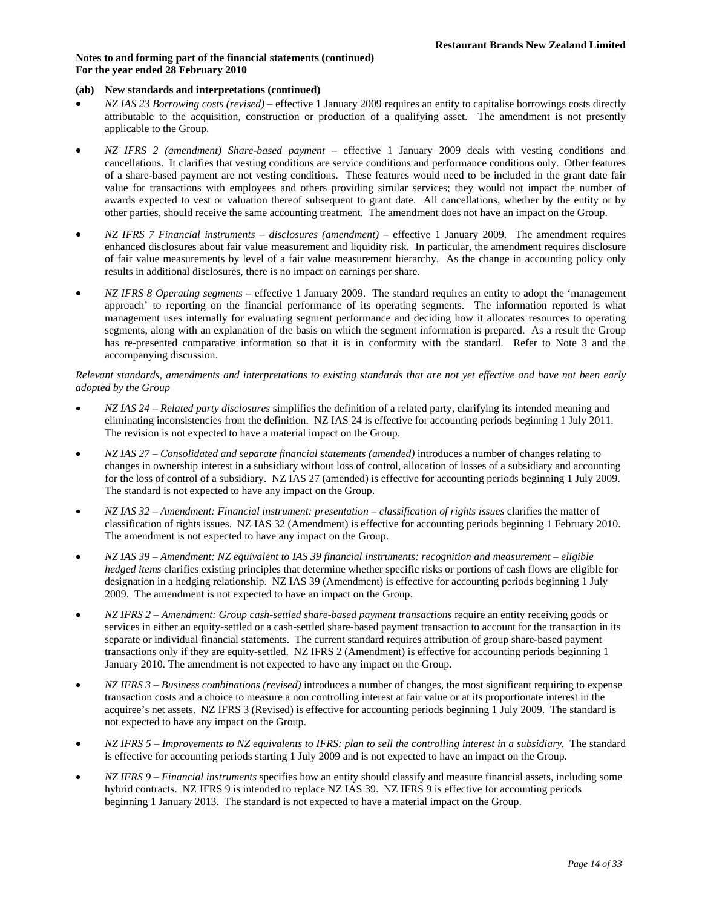**Notes to and forming part of the financial statements (continued)**
**For the year ended 28 February 2010**

**(ab) New standards and interpretations (continued)**

- *NZ IAS 23 Borrowing costs (revised)* – effective 1 January 2009 requires an entity to capitalise borrowings costs directly attributable to the acquisition, construction or production of a qualifying asset. The amendment is not presently applicable to the Group.

- *NZ IFRS 2 (amendment) Share-based payment* – effective 1 January 2009 deals with vesting conditions and cancellations. It clarifies that vesting conditions are service conditions and performance conditions only. Other features of a share-based payment are not vesting conditions. These features would need to be included in the grant date fair value for transactions with employees and others providing similar services; they would not impact the number of awards expected to vest or valuation thereof subsequent to grant date. All cancellations, whether by the entity or by other parties, should receive the same accounting treatment. The amendment does not have an impact on the Group.

- *NZ IFRS 7 Financial instruments – disclosures (amendment)* – effective 1 January 2009. The amendment requires enhanced disclosures about fair value measurement and liquidity risk. In particular, the amendment requires disclosure of fair value measurements by level of a fair value measurement hierarchy. As the change in accounting policy only results in additional disclosures, there is no impact on earnings per share.

- *NZ IFRS 8 Operating segments* – effective 1 January 2009. The standard requires an entity to adopt the 'management approach' to reporting on the financial performance of its operating segments. The information reported is what management uses internally for evaluating segment performance and deciding how it allocates resources to operating segments, along with an explanation of the basis on which the segment information is prepared. As a result the Group has re-presented comparative information so that it is in conformity with the standard. Refer to Note 3 and the accompanying discussion.

*Relevant standards, amendments and interpretations to existing standards that are not yet effective and have not been early adopted by the Group*

- *NZ IAS 24 – Related party disclosures* simplifies the definition of a related party, clarifying its intended meaning and eliminating inconsistencies from the definition. NZ IAS 24 is effective for accounting periods beginning 1 July 2011. The revision is not expected to have a material impact on the Group.

- *NZ IAS 27 – Consolidated and separate financial statements (amended)* introduces a number of changes relating to changes in ownership interest in a subsidiary without loss of control, allocation of losses of a subsidiary and accounting for the loss of control of a subsidiary. NZ IAS 27 (amended) is effective for accounting periods beginning 1 July 2009. The standard is not expected to have any impact on the Group.

- *NZ IAS 32 – Amendment: Financial instrument: presentation – classification of rights issues* clarifies the matter of classification of rights issues. NZ IAS 32 (Amendment) is effective for accounting periods beginning 1 February 2010. The amendment is not expected to have any impact on the Group.

- *NZ IAS 39 – Amendment: NZ equivalent to IAS 39 financial instruments: recognition and measurement – eligible hedged items* clarifies existing principles that determine whether specific risks or portions of cash flows are eligible for designation in a hedging relationship. NZ IAS 39 (Amendment) is effective for accounting periods beginning 1 July 2009. The amendment is not expected to have an impact on the Group.

- *NZ IFRS 2 – Amendment: Group cash-settled share-based payment transactions* require an entity receiving goods or services in either an equity-settled or a cash-settled share-based payment transaction to account for the transaction in its separate or individual financial statements. The current standard requires attribution of group share-based payment transactions only if they are equity-settled. NZ IFRS 2 (Amendment) is effective for accounting periods beginning 1 January 2010. The amendment is not expected to have any impact on the Group.

- *NZ IFRS 3 – Business combinations (revised)* introduces a number of changes, the most significant requiring to expense transaction costs and a choice to measure a non controlling interest at fair value or at its proportionate interest in the acquiree's net assets. NZ IFRS 3 (Revised) is effective for accounting periods beginning 1 July 2009. The standard is not expected to have any impact on the Group.

- *NZ IFRS 5 – Improvements to NZ equivalents to IFRS: plan to sell the controlling interest in a subsidiary.* The standard is effective for accounting periods starting 1 July 2009 and is not expected to have an impact on the Group.

- *NZ IFRS 9 – Financial instruments* specifies how an entity should classify and measure financial assets, including some hybrid contracts. NZ IFRS 9 is intended to replace NZ IAS 39. NZ IFRS 9 is effective for accounting periods beginning 1 January 2013. The standard is not expected to have a material impact on the Group.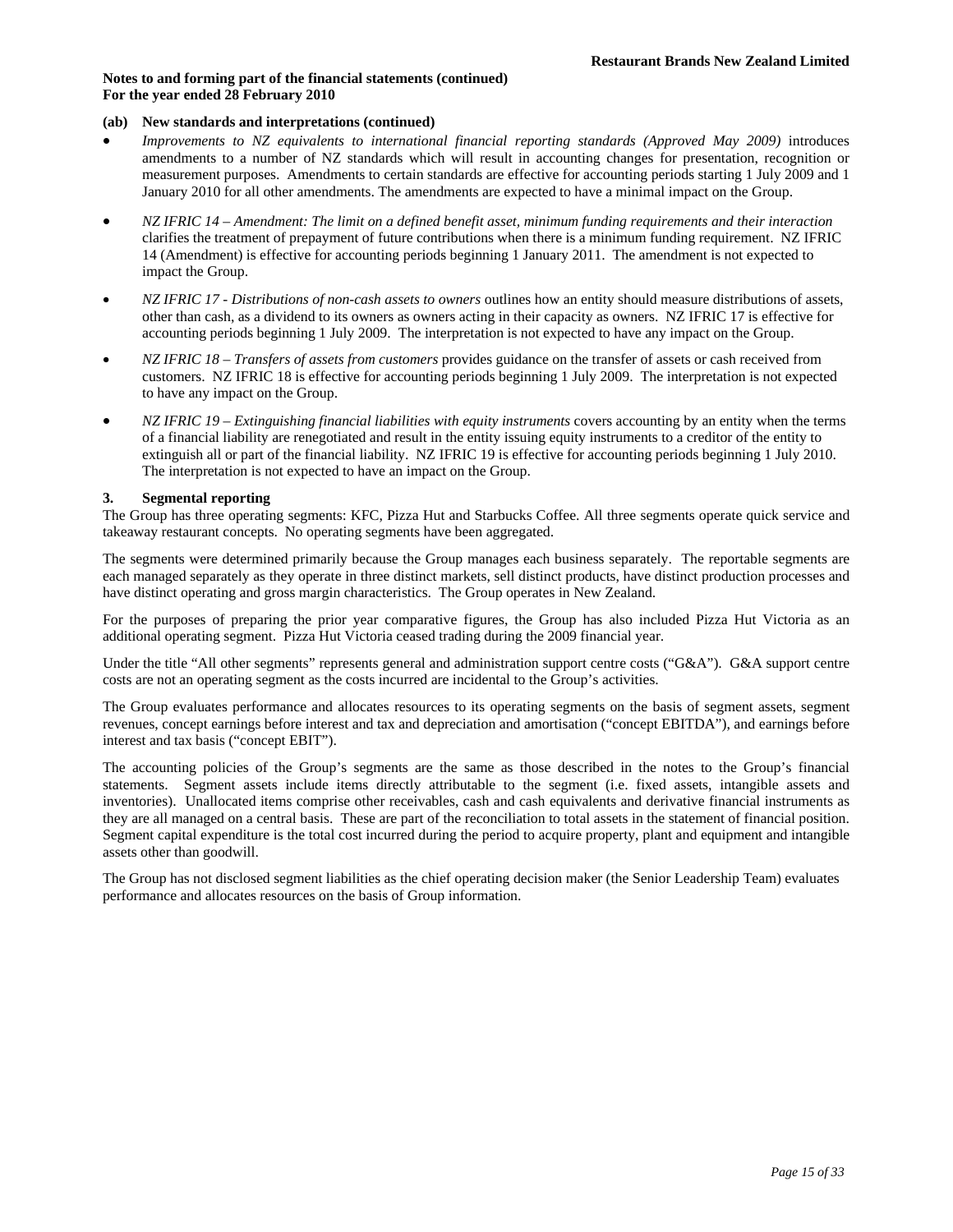**Notes to and forming part of the financial statements (continued)**
**For the year ended 28 February 2010**

**(ab) New standards and interpretations (continued)**

- *Improvements to NZ equivalents to international financial reporting standards (Approved May 2009)* introduces amendments to a number of NZ standards which will result in accounting changes for presentation, recognition or measurement purposes. Amendments to certain standards are effective for accounting periods starting 1 July 2009 and 1 January 2010 for all other amendments. The amendments are expected to have a minimal impact on the Group.

- *NZ IFRIC 14 – Amendment: The limit on a defined benefit asset, minimum funding requirements and their interaction* clarifies the treatment of prepayment of future contributions when there is a minimum funding requirement. NZ IFRIC 14 (Amendment) is effective for accounting periods beginning 1 January 2011. The amendment is not expected to impact the Group.

- *NZ IFRIC 17 - Distributions of non-cash assets to owners* outlines how an entity should measure distributions of assets, other than cash, as a dividend to its owners as owners acting in their capacity as owners. NZ IFRIC 17 is effective for accounting periods beginning 1 July 2009. The interpretation is not expected to have any impact on the Group.

- *NZ IFRIC 18 – Transfers of assets from customers* provides guidance on the transfer of assets or cash received from customers. NZ IFRIC 18 is effective for accounting periods beginning 1 July 2009. The interpretation is not expected to have any impact on the Group.

- *NZ IFRIC 19 – Extinguishing financial liabilities with equity instruments* covers accounting by an entity when the terms of a financial liability are renegotiated and result in the entity issuing equity instruments to a creditor of the entity to extinguish all or part of the financial liability. NZ IFRIC 19 is effective for accounting periods beginning 1 July 2010. The interpretation is not expected to have an impact on the Group.

## 3. Segmental reporting

The Group has three operating segments: KFC, Pizza Hut and Starbucks Coffee. All three segments operate quick service and takeaway restaurant concepts. No operating segments have been aggregated.

The segments were determined primarily because the Group manages each business separately. The reportable segments are each managed separately as they operate in three distinct markets, sell distinct products, have distinct production processes and have distinct operating and gross margin characteristics. The Group operates in New Zealand.

For the purposes of preparing the prior year comparative figures, the Group has also included Pizza Hut Victoria as an additional operating segment. Pizza Hut Victoria ceased trading during the 2009 financial year.

Under the title "All other segments" represents general and administration support centre costs ("G&A"). G&A support centre costs are not an operating segment as the costs incurred are incidental to the Group's activities.

The Group evaluates performance and allocates resources to its operating segments on the basis of segment assets, segment revenues, concept earnings before interest and tax and depreciation and amortisation ("concept EBITDA"), and earnings before interest and tax basis ("concept EBIT").

The accounting policies of the Group's segments are the same as those described in the notes to the Group's financial statements. Segment assets include items directly attributable to the segment (i.e. fixed assets, intangible assets and inventories). Unallocated items comprise other receivables, cash and cash equivalents and derivative financial instruments as they are all managed on a central basis. These are part of the reconciliation to total assets in the statement of financial position. Segment capital expenditure is the total cost incurred during the period to acquire property, plant and equipment and intangible assets other than goodwill.

The Group has not disclosed segment liabilities as the chief operating decision maker (the Senior Leadership Team) evaluates performance and allocates resources on the basis of Group information.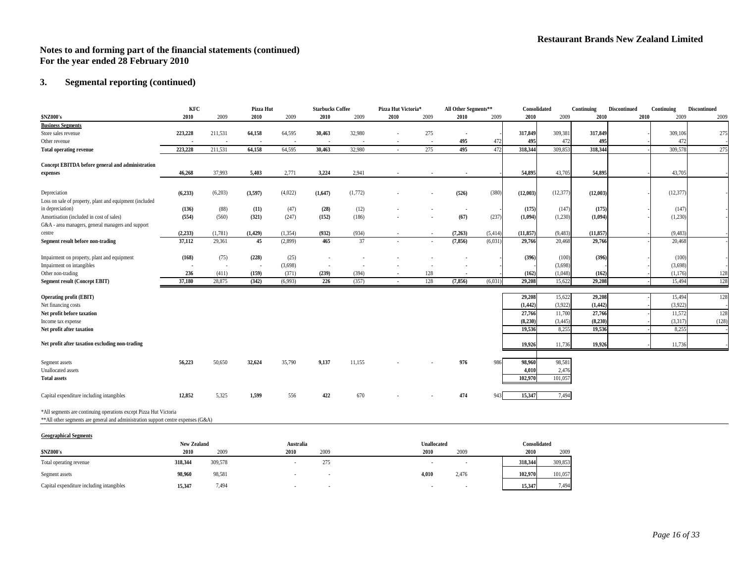# Restaurant Brands New Zealand Limited

## Notes to and forming part of the financial statements (continued)
## For the year ended 28 February 2010

### 3. Segmental reporting (continued)

| $NZ000's | KFC 2010 | KFC 2009 | Pizza Hut 2010 | Pizza Hut 2009 | Starbucks Coffee 2010 | Starbucks Coffee 2009 | Pizza Hut Victoria* 2010 | Pizza Hut Victoria* 2009 | All Other Segments** 2010 | All Other Segments** 2009 | Consolidated 2010 | Consolidated 2009 | Continuing 2010 | Discontinued 2010 | Continuing 2009 | Discontinued 2009 |
|---|---|---|---|---|---|---|---|---|---|---|---|---|---|---|---|---|
| **Business Segments** | | | | | | | | | | | | | | | | |
| Store sales revenue | **223,228** | 211,531 | **64,158** | 64,595 | **30,463** | 32,980 | **-** | 275 | **-** | - | **317,849** | 309,381 | **317,849** | - | 309,106 | 275 |
| Other revenue | **-** | - | **-** | - | **-** | - | **-** | - | **495** | 472 | **495** | 472 | **495** | - | 472 | - |
| **Total operating revenue** | **223,228** | 211,531 | **64,158** | 64,595 | **30,463** | 32,980 | **-** | 275 | **495** | 472 | **318,344** | 309,853 | **318,344** | - | 309,578 | 275 |
| **Concept EBITDA before general and administration expenses** | **46,268** | 37,993 | **5,403** | 2,771 | **3,224** | 2,941 | **-** | - | **-** | - | **54,895** | 43,705 | **54,895** | - | 43,705 | - |
| Depreciation | **(6,233)** | (6,203) | **(3,597)** | (4,022) | **(1,647)** | (1,772) | **-** | - | **(526)** | (380) | **(12,003)** | (12,377) | **(12,003)** | - | (12,377) | - |
| Loss on sale of property, plant and equipment (included in depreciation) | **(136)** | (88) | **(11)** | (47) | **(28)** | (12) | **-** | - | **-** | - | **(175)** | (147) | **(175)** | - | (147) | - |
| Amortisation (included in cost of sales) | **(554)** | (560) | **(321)** | (247) | **(152)** | (186) | **-** | - | **(67)** | (237) | **(1,094)** | (1,230) | **(1,094)** | - | (1,230) | - |
| G&A - area managers, general managers and support centre | **(2,233)** | (1,781) | **(1,429)** | (1,354) | **(932)** | (934) | **-** | - | **(7,263)** | (5,414) | **(11,857)** | (9,483) | **(11,857)** | - | (9,483) | - |
| **Segment result before non-trading** | **37,112** | 29,361 | **45** | (2,899) | **465** | 37 | **-** | - | **(7,856)** | (6,031) | **29,766** | 20,468 | **29,766** | - | 20,468 | - |
| Impairment on property, plant and equipment | **(168)** | (75) | **(228)** | (25) | **-** | - | **-** | - | **-** | - | **(396)** | (100) | **(396)** | - | (100) | - |
| Impairment on intangibles | **-** | - | **-** | (3,698) | **-** | - | **-** | - | **-** | - | | (3,698) | | - | (3,698) | - |
| Other non-trading | **236** | (411) | **(159)** | (371) | **(239)** | (394) | **-** | 128 | **-** | - | **(162)** | (1,048) | **(162)** | - | (1,176) | 128 |
| **Segment result (Concept EBIT)** | **37,180** | 28,875 | **(342)** | (6,993) | **226** | (357) | **-** | 128 | **(7,856)** | (6,031) | **29,208** | 15,622 | **29,208** | - | 15,494 | 128 |
| **Operating profit (EBIT)** | | | | | | | | | | | **29,208** | 15,622 | **29,208** | - | 15,494 | 128 |
| Net financing costs | | | | | | | | | | | **(1,442)** | (3,922) | **(1,442)** | - | (3,922) | - |
| **Net profit before taxation** | | | | | | | | | | | **27,766** | 11,700 | **27,766** | - | 11,572 | 128 |
| Income tax expense | | | | | | | | | | | **(8,230)** | (3,445) | **(8,230)** | - | (3,317) | (128) |
| **Net profit after taxation** | | | | | | | | | | | **19,536** | 8,255 | **19,536** | - | 8,255 | - |
| **Net profit after taxation excluding non-trading** | | | | | | | | | | | **19,926** | 11,736 | **19,926** | - | 11,736 | - |
| Segment assets | **56,223** | 50,650 | **32,624** | 35,790 | **9,137** | 11,155 | **-** | - | **976** | 986 | **98,960** | 98,581 | | | | |
| Unallocated assets | | | | | | | | | | | **4,010** | 2,476 | | | | |
| **Total assets** | | | | | | | | | | | **102,970** | 101,057 | | | | |
| Capital expenditure including intangibles | **12,852** | 5,325 | **1,599** | 556 | **422** | 670 | **-** | - | **474** | 943 | **15,347** | 7,494 | | | | |

*All segments are continuing operations except Pizza Hut Victoria

**All other segments are general and administration support centre expenses (G&A)

**Geographical Segments**

| $NZ000's | New Zealand 2010 | New Zealand 2009 | Australia 2010 | Australia 2009 | Unallocated 2010 | Unallocated 2009 | Consolidated 2010 | Consolidated 2009 |
|---|---|---|---|---|---|---|---|---|
| Total operating revenue | **318,344** | 309,578 | **-** | 275 | **-** | - | **318,344** | 309,853 |
| Segment assets | **98,960** | 98,581 | **-** | - | **4,010** | 2,476 | **102,970** | 101,057 |
| Capital expenditure including intangibles | **15,347** | 7,494 | **-** | - | **-** | - | **15,347** | 7,494 |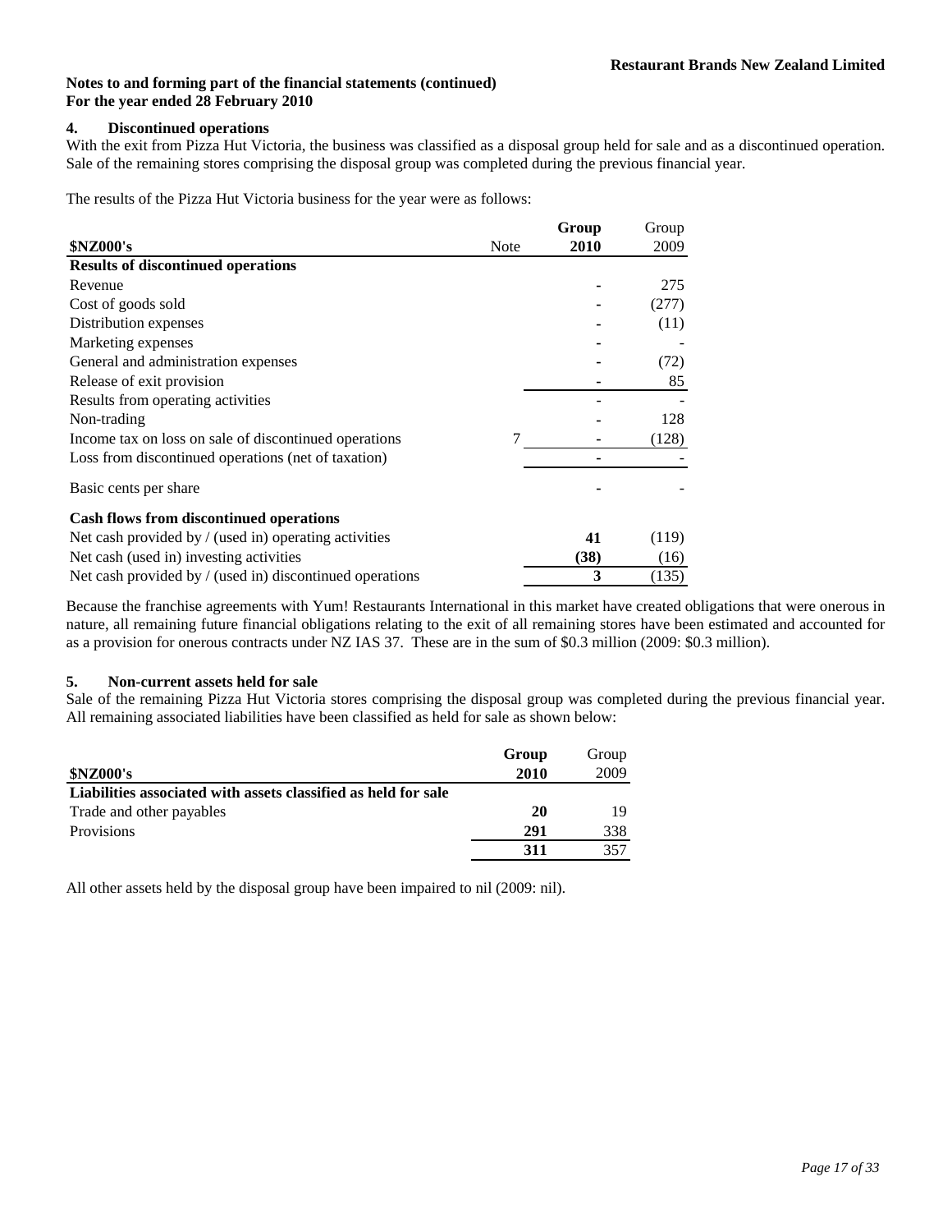**Notes to and forming part of the financial statements (continued)**
**For the year ended 28 February 2010**

## 4. Discontinued operations

With the exit from Pizza Hut Victoria, the business was classified as a disposal group held for sale and as a discontinued operation. Sale of the remaining stores comprising the disposal group was completed during the previous financial year.

The results of the Pizza Hut Victoria business for the year were as follows:

| **$NZ000's** | Note | **Group 2010** | Group 2009 |
|---|---|---|---|
| **Results of discontinued operations** | | | |
| Revenue | | - | 275 |
| Cost of goods sold | | - | (277) |
| Distribution expenses | | - | (11) |
| Marketing expenses | | - | - |
| General and administration expenses | | - | (72) |
| Release of exit provision | | - | 85 |
| Results from operating activities | | - | - |
| Non-trading | | - | 128 |
| Income tax on loss on sale of discontinued operations | 7 | - | (128) |
| Loss from discontinued operations (net of taxation) | | - | - |
| Basic cents per share | | - | - |
| **Cash flows from discontinued operations** | | | |
| Net cash provided by / (used in) operating activities | | **41** | (119) |
| Net cash (used in) investing activities | | **(38)** | (16) |
| Net cash provided by / (used in) discontinued operations | | **3** | (135) |

Because the franchise agreements with Yum! Restaurants International in this market have created obligations that were onerous in nature, all remaining future financial obligations relating to the exit of all remaining stores have been estimated and accounted for as a provision for onerous contracts under NZ IAS 37. These are in the sum of $0.3 million (2009: $0.3 million).

## 5. Non-current assets held for sale

Sale of the remaining Pizza Hut Victoria stores comprising the disposal group was completed during the previous financial year. All remaining associated liabilities have been classified as held for sale as shown below:

| **$NZ000's** | **Group 2010** | Group 2009 |
|---|---|---|
| **Liabilities associated with assets classified as held for sale** | | |
| Trade and other payables | **20** | 19 |
| Provisions | **291** | 338 |
| | **311** | 357 |

All other assets held by the disposal group have been impaired to nil (2009: nil).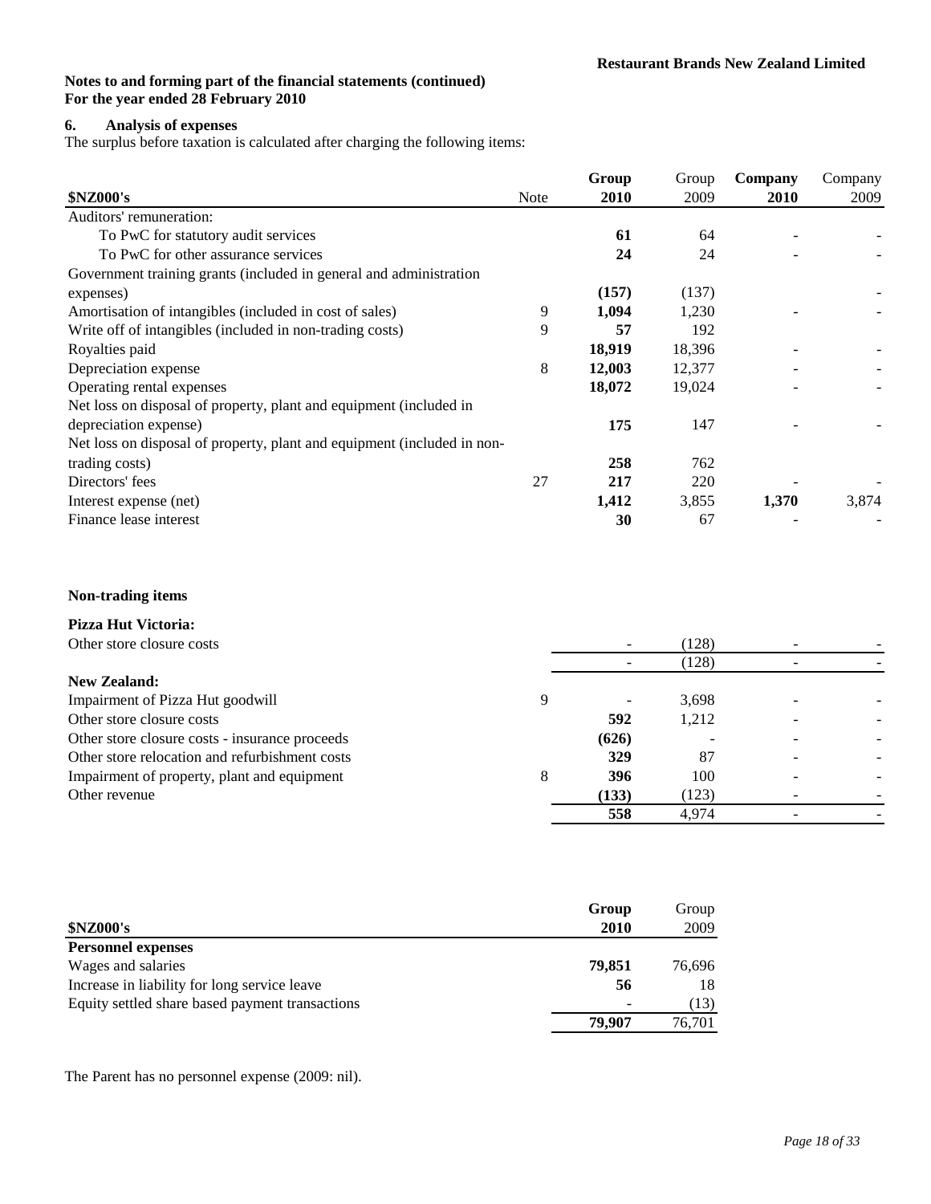**Notes to and forming part of the financial statements (continued)**
**For the year ended 28 February 2010**

## 6. Analysis of expenses

The surplus before taxation is calculated after charging the following items:

| $NZ000's | Note | Group 2010 | Group 2009 | Company 2010 | Company 2009 |
|---|---|---|---|---|---|
| Auditors' remuneration: | | | | | |
| To PwC for statutory audit services | | **61** | 64 | - | - |
| To PwC for other assurance services | | **24** | 24 | - | - |
| Government training grants (included in general and administration expenses) | | **(157)** | (137) | | - |
| Amortisation of intangibles (included in cost of sales) | 9 | **1,094** | 1,230 | - | - |
| Write off of intangibles (included in non-trading costs) | 9 | **57** | 192 | | |
| Royalties paid | | **18,919** | 18,396 | - | - |
| Depreciation expense | 8 | **12,003** | 12,377 | - | - |
| Operating rental expenses | | **18,072** | 19,024 | - | - |
| Net loss on disposal of property, plant and equipment (included in depreciation expense) | | **175** | 147 | - | - |
| Net loss on disposal of property, plant and equipment (included in non-trading costs) | | **258** | 762 | | |
| Directors' fees | 27 | **217** | 220 | - | - |
| Interest expense (net) | | **1,412** | 3,855 | **1,370** | 3,874 |
| Finance lease interest | | **30** | 67 | - | - |

**Non-trading items**

| | Note | Group 2010 | Group 2009 | Company 2010 | Company 2009 |
|---|---|---|---|---|---|
| **Pizza Hut Victoria:** | | | | | |
| Other store closure costs | | - | (128) | - | - |
| | | - | (128) | - | - |
| **New Zealand:** | | | | | |
| Impairment of Pizza Hut goodwill | 9 | - | 3,698 | - | - |
| Other store closure costs | | **592** | 1,212 | - | - |
| Other store closure costs - insurance proceeds | | **(626)** | - | - | - |
| Other store relocation and refurbishment costs | | **329** | 87 | - | - |
| Impairment of property, plant and equipment | 8 | **396** | 100 | - | - |
| Other revenue | | **(133)** | (123) | - | - |
| | | **558** | 4,974 | - | - |

| $NZ000's | Group 2010 | Group 2009 |
|---|---|---|
| **Personnel expenses** | | |
| Wages and salaries | **79,851** | 76,696 |
| Increase in liability for long service leave | **56** | 18 |
| Equity settled share based payment transactions | - | (13) |
| | **79,907** | 76,701 |

The Parent has no personnel expense (2009: nil).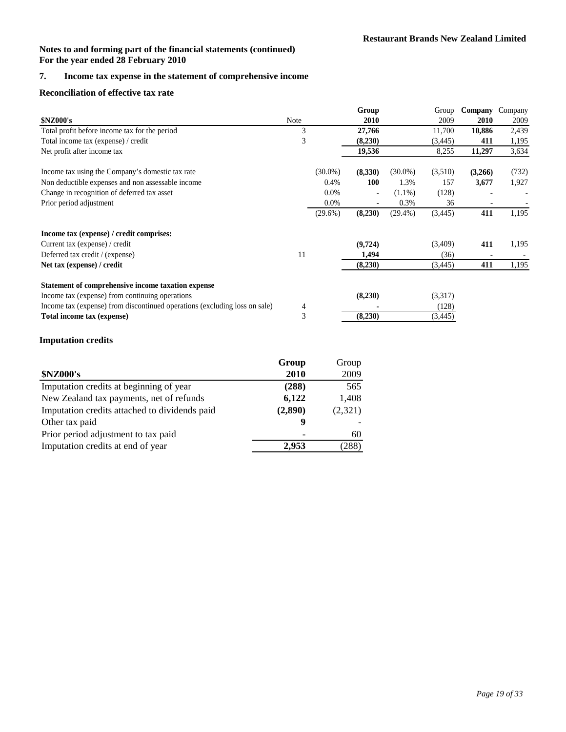**Notes to and forming part of the financial statements (continued)**
**For the year ended 28 February 2010**

## 7. Income tax expense in the statement of comprehensive income

### Reconciliation of effective tax rate

| $NZ000's | Note | | Group 2010 | | Group 2009 | Company 2010 | Company 2009 |
|---|---|---|---|---|---|---|---|
| Total profit before income tax for the period | 3 | | **27,766** | | 11,700 | **10,886** | 2,439 |
| Total income tax (expense) / credit | 3 | | **(8,230)** | | (3,445) | **411** | 1,195 |
| Net profit after income tax | | | **19,536** | | 8,255 | **11,297** | 3,634 |
| | | | | | | | |
| Income tax using the Company's domestic tax rate | | (30.0%) | **(8,330)** | (30.0%) | (3,510) | **(3,266)** | (732) |
| Non deductible expenses and non assessable income | | 0.4% | **100** | 1.3% | 157 | **3,677** | 1,927 |
| Change in recognition of deferred tax asset | | 0.0% | **-** | (1.1%) | (128) | **-** | - |
| Prior period adjustment | | 0.0% | **-** | 0.3% | 36 | - | - |
| | | (29.6%) | **(8,230)** | (29.4%) | (3,445) | **411** | 1,195 |
| | | | | | | | |
| **Income tax (expense) / credit comprises:** | | | | | | | |
| Current tax (expense) / credit | | | **(9,724)** | | (3,409) | **411** | 1,195 |
| Deferred tax credit / (expense) | 11 | | **1,494** | | (36) | **-** | - |
| **Net tax (expense) / credit** | | | **(8,230)** | | (3,445) | **411** | 1,195 |
| | | | | | | | |
| **Statement of comprehensive income taxation expense** | | | | | | | |
| Income tax (expense) from continuing operations | | | **(8,230)** | | (3,317) | | |
| Income tax (expense) from discontinued operations (excluding loss on sale) | 4 | | **-** | | (128) | | |
| **Total income tax (expense)** | 3 | | **(8,230)** | | (3,445) | | |

### Imputation credits

| $NZ000's | Group 2010 | Group 2009 |
|---|---|---|
| Imputation credits at beginning of year | **(288)** | 565 |
| New Zealand tax payments, net of refunds | **6,122** | 1,408 |
| Imputation credits attached to dividends paid | **(2,890)** | (2,321) |
| Other tax paid | **9** | - |
| Prior period adjustment to tax paid | **-** | 60 |
| Imputation credits at end of year | **2,953** | (288) |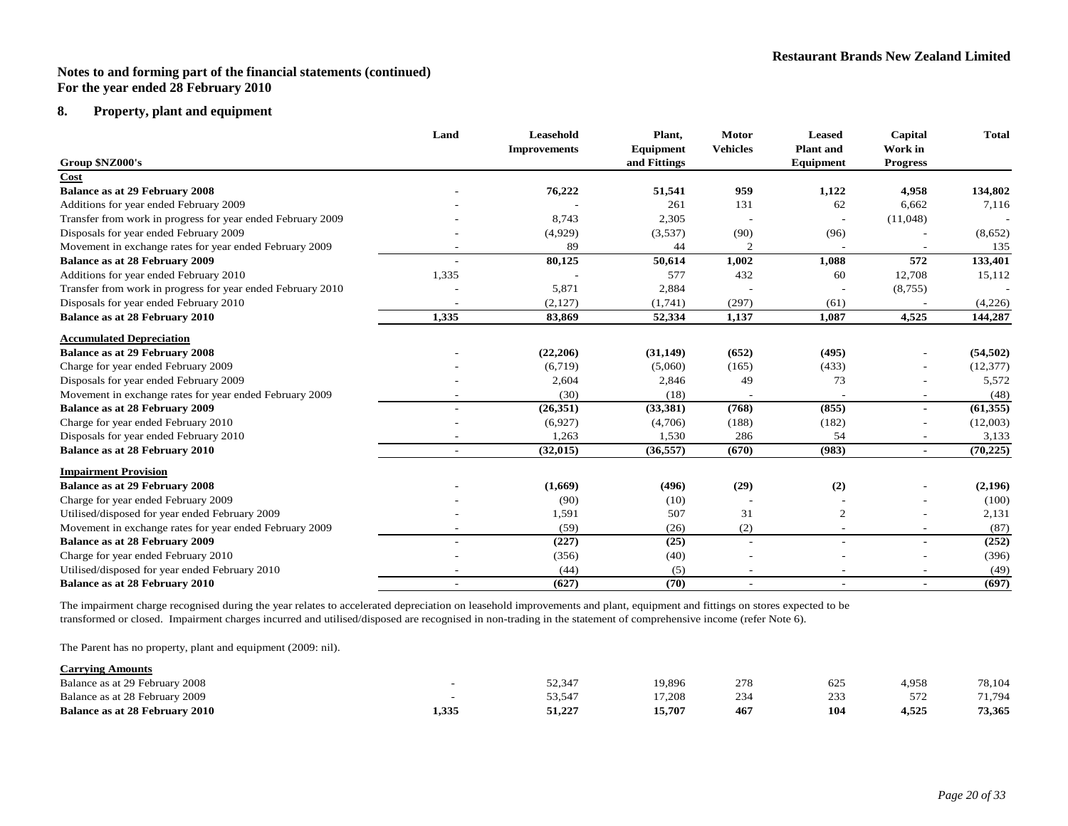**Restaurant Brands New Zealand Limited**

**Notes to and forming part of the financial statements (continued)**
**For the year ended 28 February 2010**

## 8. Property, plant and equipment

| Group $NZ000's | Land | Leasehold Improvements | Plant, Equipment and Fittings | Motor Vehicles | Leased Plant and Equipment | Capital Work in Progress | Total |
|---|---|---|---|---|---|---|---|
| **Cost** | | | | | | | |
| **Balance as at 29 February 2008** | - | **76,222** | **51,541** | **959** | **1,122** | **4,958** | **134,802** |
| Additions for year ended February 2009 | - | - | 261 | 131 | 62 | 6,662 | 7,116 |
| Transfer from work in progress for year ended February 2009 | - | 8,743 | 2,305 | - | - | (11,048) | - |
| Disposals for year ended February 2009 | - | (4,929) | (3,537) | (90) | (96) | - | (8,652) |
| Movement in exchange rates for year ended February 2009 | - | 89 | 44 | 2 | - | - | 135 |
| **Balance as at 28 February 2009** | - | **80,125** | **50,614** | **1,002** | **1,088** | **572** | **133,401** |
| Additions for year ended February 2010 | 1,335 | - | 577 | 432 | 60 | 12,708 | 15,112 |
| Transfer from work in progress for year ended February 2010 | - | 5,871 | 2,884 | - | - | (8,755) | - |
| Disposals for year ended February 2010 | - | (2,127) | (1,741) | (297) | (61) | - | (4,226) |
| **Balance as at 28 February 2010** | **1,335** | **83,869** | **52,334** | **1,137** | **1,087** | **4,525** | **144,287** |
| **Accumulated Depreciation** | | | | | | | |
| **Balance as at 29 February 2008** | - | **(22,206)** | **(31,149)** | **(652)** | **(495)** | - | **(54,502)** |
| Charge for year ended February 2009 | - | (6,719) | (5,060) | (165) | (433) | - | (12,377) |
| Disposals for year ended February 2009 | - | 2,604 | 2,846 | 49 | 73 | - | 5,572 |
| Movement in exchange rates for year ended February 2009 | - | (30) | (18) | - | - | - | (48) |
| **Balance as at 28 February 2009** | - | **(26,351)** | **(33,381)** | **(768)** | **(855)** | - | **(61,355)** |
| Charge for year ended February 2010 | - | (6,927) | (4,706) | (188) | (182) | - | (12,003) |
| Disposals for year ended February 2010 | - | 1,263 | 1,530 | 286 | 54 | - | 3,133 |
| **Balance as at 28 February 2010** | - | **(32,015)** | **(36,557)** | **(670)** | **(983)** | - | **(70,225)** |
| **Impairment Provision** | | | | | | | |
| **Balance as at 29 February 2008** | - | **(1,669)** | **(496)** | **(29)** | **(2)** | - | **(2,196)** |
| Charge for year ended February 2009 | - | (90) | (10) | - | - | - | (100) |
| Utilised/disposed for year ended February 2009 | - | 1,591 | 507 | 31 | 2 | - | 2,131 |
| Movement in exchange rates for year ended February 2009 | - | (59) | (26) | (2) | - | - | (87) |
| **Balance as at 28 February 2009** | - | **(227)** | **(25)** | - | - | - | **(252)** |
| Charge for year ended February 2010 | - | (356) | (40) | - | - | - | (396) |
| Utilised/disposed for year ended February 2010 | - | (44) | (5) | - | - | - | (49) |
| **Balance as at 28 February 2010** | - | **(627)** | **(70)** | - | - | - | **(697)** |

The impairment charge recognised during the year relates to accelerated depreciation on leasehold improvements and plant, equipment and fittings on stores expected to be transformed or closed. Impairment charges incurred and utilised/disposed are recognised in non-trading in the statement of comprehensive income (refer Note 6).

The Parent has no property, plant and equipment (2009: nil).

| Carrying Amounts | Land | Leasehold Improvements | Plant, Equipment and Fittings | Motor Vehicles | Leased Plant and Equipment | Capital Work in Progress | Total |
|---|---|---|---|---|---|---|---|
| Balance as at 29 February 2008 | - | 52,347 | 19,896 | 278 | 625 | 4,958 | 78,104 |
| Balance as at 28 February 2009 | - | 53,547 | 17,208 | 234 | 233 | 572 | 71,794 |
| **Balance as at 28 February 2010** | **1,335** | **51,227** | **15,707** | **467** | **104** | **4,525** | **73,365** |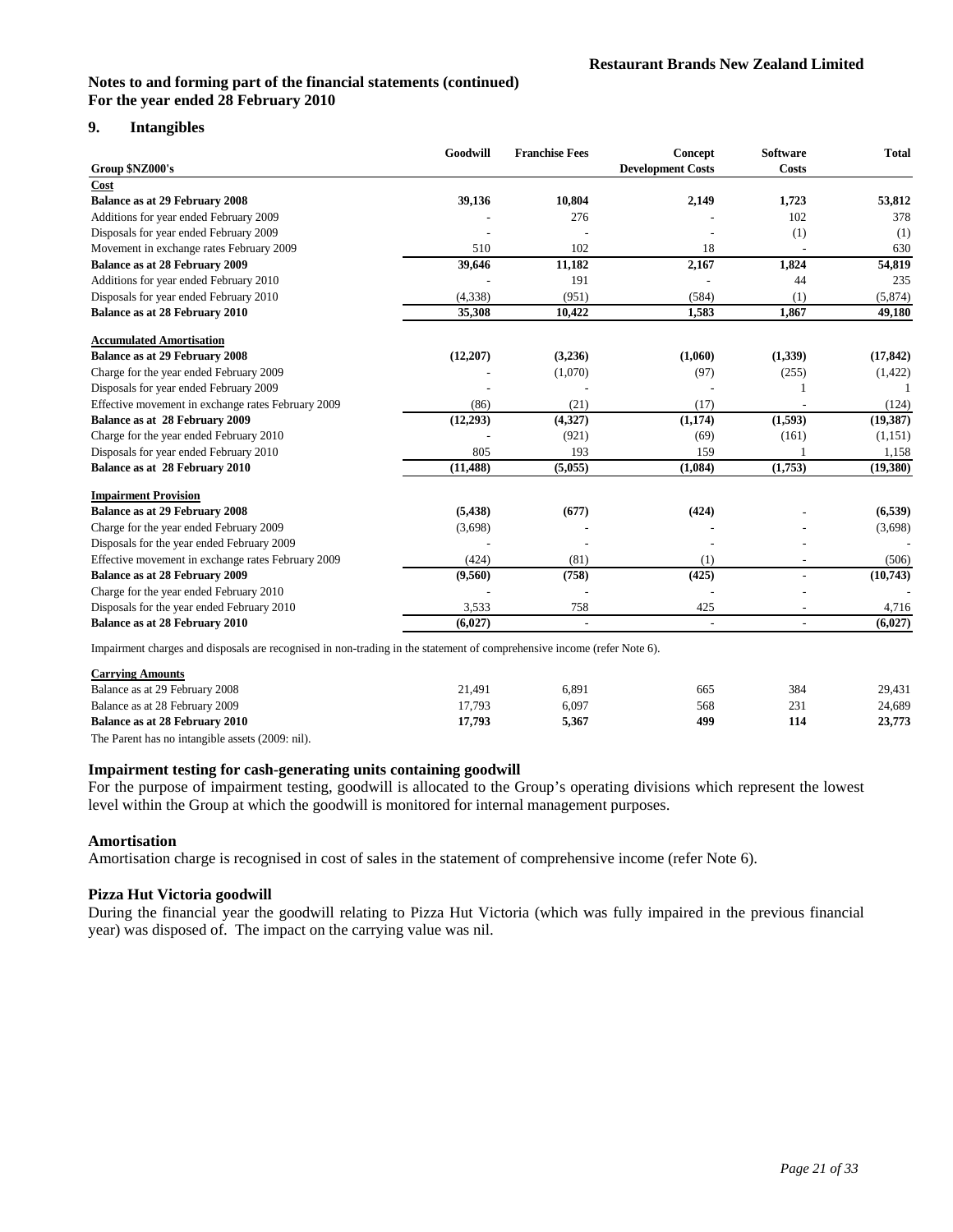**Notes to and forming part of the financial statements (continued)**
**For the year ended 28 February 2010**

## 9. Intangibles

| Group $NZ000's | Goodwill | Franchise Fees | Concept Development Costs | Software Costs | Total |
|---|---|---|---|---|---|
| **Cost** | | | | | |
| **Balance as at 29 February 2008** | **39,136** | **10,804** | **2,149** | **1,723** | **53,812** |
| Additions for year ended February 2009 | - | 276 | - | 102 | 378 |
| Disposals for year ended February 2009 | - | - | - | (1) | (1) |
| Movement in exchange rates February 2009 | 510 | 102 | 18 | - | 630 |
| **Balance as at 28 February 2009** | **39,646** | **11,182** | **2,167** | **1,824** | **54,819** |
| Additions for year ended February 2010 | - | 191 | - | 44 | 235 |
| Disposals for year ended February 2010 | (4,338) | (951) | (584) | (1) | (5,874) |
| **Balance as at 28 February 2010** | **35,308** | **10,422** | **1,583** | **1,867** | **49,180** |
| **Accumulated Amortisation** | | | | | |
| **Balance as at 29 February 2008** | **(12,207)** | **(3,236)** | **(1,060)** | **(1,339)** | **(17,842)** |
| Charge for the year ended February 2009 | - | (1,070) | (97) | (255) | (1,422) |
| Disposals for year ended February 2009 | - | - | - | 1 | 1 |
| Effective movement in exchange rates February 2009 | (86) | (21) | (17) | - | (124) |
| **Balance as at 28 February 2009** | **(12,293)** | **(4,327)** | **(1,174)** | **(1,593)** | **(19,387)** |
| Charge for the year ended February 2010 | - | (921) | (69) | (161) | (1,151) |
| Disposals for year ended February 2010 | 805 | 193 | 159 | 1 | 1,158 |
| **Balance as at 28 February 2010** | **(11,488)** | **(5,055)** | **(1,084)** | **(1,753)** | **(19,380)** |
| **Impairment Provision** | | | | | |
| **Balance as at 29 February 2008** | **(5,438)** | **(677)** | **(424)** | **-** | **(6,539)** |
| Charge for the year ended February 2009 | (3,698) | - | - | - | (3,698) |
| Disposals for the year ended February 2009 | - | - | - | - | - |
| Effective movement in exchange rates February 2009 | (424) | (81) | (1) | - | (506) |
| **Balance as at 28 February 2009** | **(9,560)** | **(758)** | **(425)** | **-** | **(10,743)** |
| Charge for the year ended February 2010 | - | - | - | - | - |
| Disposals for the year ended February 2010 | 3,533 | 758 | 425 | - | 4,716 |
| **Balance as at 28 February 2010** | **(6,027)** | **-** | **-** | **-** | **(6,027)** |

Impairment charges and disposals are recognised in non-trading in the statement of comprehensive income (refer Note 6).

| Carrying Amounts | Goodwill | Franchise Fees | Concept Development Costs | Software Costs | Total |
|---|---|---|---|---|---|
| Balance as at 29 February 2008 | 21,491 | 6,891 | 665 | 384 | 29,431 |
| Balance as at 28 February 2009 | 17,793 | 6,097 | 568 | 231 | 24,689 |
| **Balance as at 28 February 2010** | **17,793** | **5,367** | **499** | **114** | **23,773** |

The Parent has no intangible assets (2009: nil).

### Impairment testing for cash-generating units containing goodwill

For the purpose of impairment testing, goodwill is allocated to the Group's operating divisions which represent the lowest level within the Group at which the goodwill is monitored for internal management purposes.

### Amortisation

Amortisation charge is recognised in cost of sales in the statement of comprehensive income (refer Note 6).

### Pizza Hut Victoria goodwill

During the financial year the goodwill relating to Pizza Hut Victoria (which was fully impaired in the previous financial year) was disposed of. The impact on the carrying value was nil.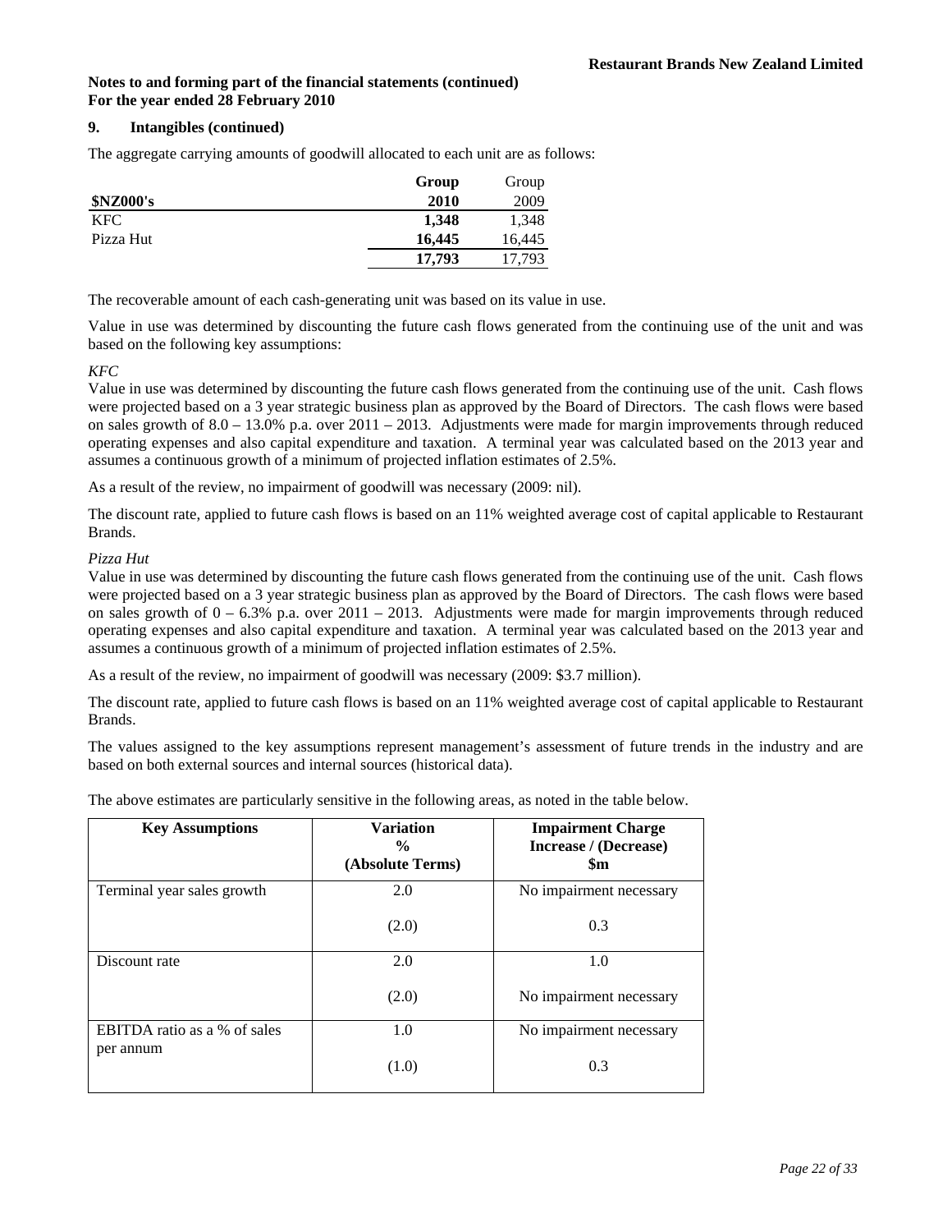**Notes to and forming part of the financial statements (continued)**
**For the year ended 28 February 2010**

## 9. Intangibles (continued)

The aggregate carrying amounts of goodwill allocated to each unit are as follows:

| **\$NZ000's** | **Group 2010** | Group 2009 |
|---|---|---|
| KFC | **1,348** | 1,348 |
| Pizza Hut | **16,445** | 16,445 |
| | **17,793** | 17,793 |

The recoverable amount of each cash-generating unit was based on its value in use.

Value in use was determined by discounting the future cash flows generated from the continuing use of the unit and was based on the following key assumptions:

*KFC*

Value in use was determined by discounting the future cash flows generated from the continuing use of the unit. Cash flows were projected based on a 3 year strategic business plan as approved by the Board of Directors. The cash flows were based on sales growth of 8.0 – 13.0% p.a. over 2011 – 2013. Adjustments were made for margin improvements through reduced operating expenses and also capital expenditure and taxation. A terminal year was calculated based on the 2013 year and assumes a continuous growth of a minimum of projected inflation estimates of 2.5%.

As a result of the review, no impairment of goodwill was necessary (2009: nil).

The discount rate, applied to future cash flows is based on an 11% weighted average cost of capital applicable to Restaurant Brands.

*Pizza Hut*

Value in use was determined by discounting the future cash flows generated from the continuing use of the unit. Cash flows were projected based on a 3 year strategic business plan as approved by the Board of Directors. The cash flows were based on sales growth of 0 – 6.3% p.a. over 2011 – 2013. Adjustments were made for margin improvements through reduced operating expenses and also capital expenditure and taxation. A terminal year was calculated based on the 2013 year and assumes a continuous growth of a minimum of projected inflation estimates of 2.5%.

As a result of the review, no impairment of goodwill was necessary (2009: \$3.7 million).

The discount rate, applied to future cash flows is based on an 11% weighted average cost of capital applicable to Restaurant Brands.

The values assigned to the key assumptions represent management's assessment of future trends in the industry and are based on both external sources and internal sources (historical data).

The above estimates are particularly sensitive in the following areas, as noted in the table below.

| Key Assumptions | Variation % (Absolute Terms) | Impairment Charge Increase / (Decrease) \$m |
|---|---|---|
| Terminal year sales growth | 2.0 | No impairment necessary |
| | (2.0) | 0.3 |
| Discount rate | 2.0 | 1.0 |
| | (2.0) | No impairment necessary |
| EBITDA ratio as a % of sales per annum | 1.0 | No impairment necessary |
| | (1.0) | 0.3 |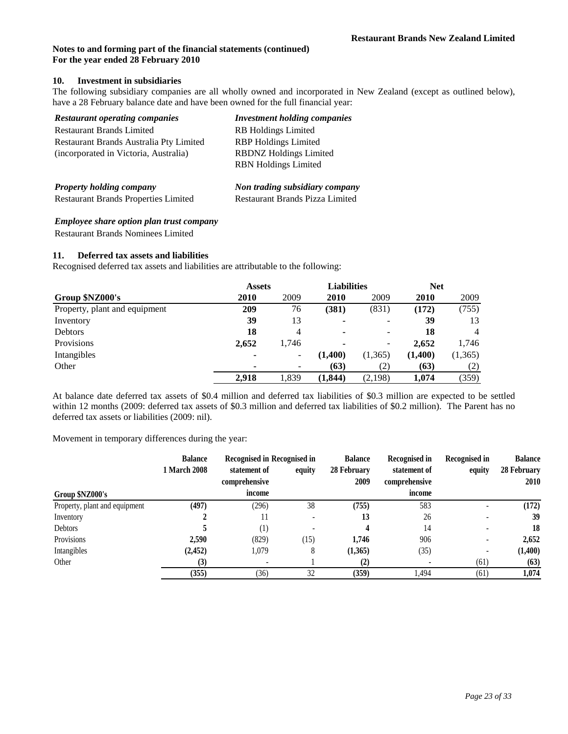**Notes to and forming part of the financial statements (continued)**
**For the year ended 28 February 2010**

## 10. Investment in subsidiaries

The following subsidiary companies are all wholly owned and incorporated in New Zealand (except as outlined below), have a 28 February balance date and have been owned for the full financial year:

| *Restaurant operating companies* | *Investment holding companies* |
|---|---|
| Restaurant Brands Limited | RB Holdings Limited |
| Restaurant Brands Australia Pty Limited | RBP Holdings Limited |
| (incorporated in Victoria, Australia) | RBDNZ Holdings Limited |
| | RBN Holdings Limited |
| ***Property holding company*** | ***Non trading subsidiary company*** |
| Restaurant Brands Properties Limited | Restaurant Brands Pizza Limited |

***Employee share option plan trust company***

Restaurant Brands Nominees Limited

## 11. Deferred tax assets and liabilities

Recognised deferred tax assets and liabilities are attributable to the following:

| | Assets | | Liabilities | | Net | |
|---|---|---|---|---|---|---|
| **Group $NZ000's** | **2010** | 2009 | **2010** | 2009 | **2010** | 2009 |
| Property, plant and equipment | **209** | 76 | **(381)** | (831) | **(172)** | (755) |
| Inventory | **39** | 13 | **-** | - | **39** | 13 |
| Debtors | **18** | 4 | **-** | - | **18** | 4 |
| Provisions | **2,652** | 1,746 | **-** | - | **2,652** | 1,746 |
| Intangibles | **-** | - | **(1,400)** | (1,365) | **(1,400)** | (1,365) |
| Other | **-** | - | **(63)** | (2) | **(63)** | (2) |
| | **2,918** | 1,839 | **(1,844)** | (2,198) | **1,074** | (359) |

At balance date deferred tax assets of $0.4 million and deferred tax liabilities of $0.3 million are expected to be settled within 12 months (2009: deferred tax assets of $0.3 million and deferred tax liabilities of $0.2 million). The Parent has no deferred tax assets or liabilities (2009: nil).

Movement in temporary differences during the year:

| Group $NZ000's | Balance 1 March 2008 | Recognised in statement of comprehensive income | Recognised in equity | Balance 28 February 2009 | Recognised in statement of comprehensive income | Recognised in equity | Balance 28 February 2010 |
|---|---|---|---|---|---|---|---|
| Property, plant and equipment | **(497)** | (296) | 38 | **(755)** | 583 | - | **(172)** |
| Inventory | **2** | 11 | - | **13** | 26 | - | **39** |
| Debtors | **5** | (1) | - | **4** | 14 | - | **18** |
| Provisions | **2,590** | (829) | (15) | **1,746** | 906 | - | **2,652** |
| Intangibles | **(2,452)** | 1,079 | 8 | **(1,365)** | (35) | - | **(1,400)** |
| Other | **(3)** | - | 1 | **(2)** | - | (61) | **(63)** |
| | **(355)** | (36) | 32 | **(359)** | 1,494 | (61) | **1,074** |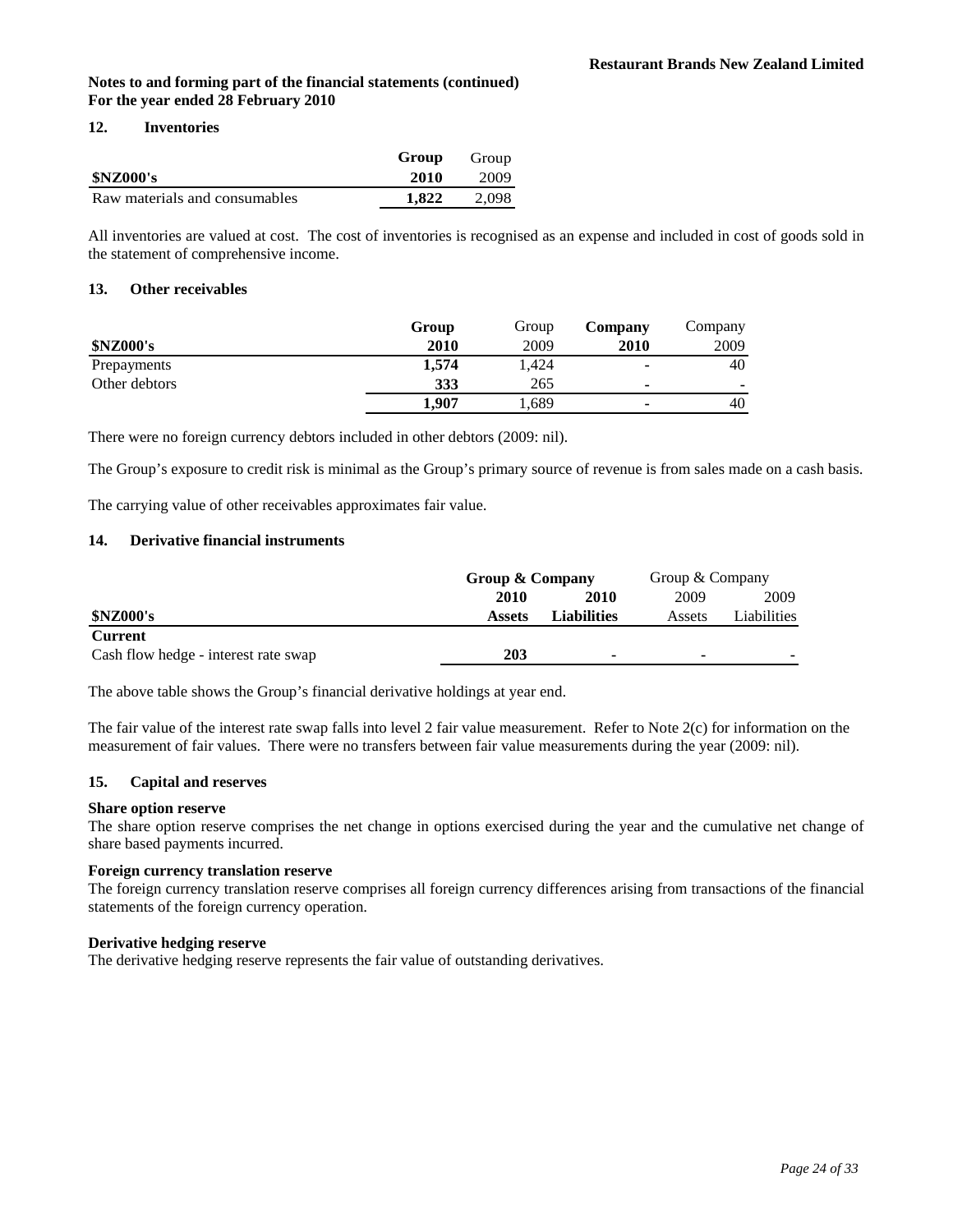**Notes to and forming part of the financial statements (continued)**
**For the year ended 28 February 2010**

## 12. Inventories

| $NZ000's | Group 2010 | Group 2009 |
|---|---|---|
| Raw materials and consumables | **1,822** | 2,098 |

All inventories are valued at cost. The cost of inventories is recognised as an expense and included in cost of goods sold in the statement of comprehensive income.

## 13. Other receivables

| $NZ000's | Group 2010 | Group 2009 | Company 2010 | Company 2009 |
|---|---|---|---|---|
| Prepayments | **1,574** | 1,424 | **-** | 40 |
| Other debtors | **333** | 265 | **-** | - |
| | **1,907** | 1,689 | **-** | 40 |

There were no foreign currency debtors included in other debtors (2009: nil).

The Group's exposure to credit risk is minimal as the Group's primary source of revenue is from sales made on a cash basis.

The carrying value of other receivables approximates fair value.

## 14. Derivative financial instruments

| | **Group & Company** | | Group & Company | |
|---|---|---|---|---|
| | **2010** | **2010** | 2009 | 2009 |
| $NZ000's | **Assets** | **Liabilities** | Assets | Liabilities |
| **Current** | | | | |
| Cash flow hedge - interest rate swap | **203** | **-** | - | - |

The above table shows the Group's financial derivative holdings at year end.

The fair value of the interest rate swap falls into level 2 fair value measurement. Refer to Note 2(c) for information on the measurement of fair values. There were no transfers between fair value measurements during the year (2009: nil).

## 15. Capital and reserves

### Share option reserve

The share option reserve comprises the net change in options exercised during the year and the cumulative net change of share based payments incurred.

### Foreign currency translation reserve

The foreign currency translation reserve comprises all foreign currency differences arising from transactions of the financial statements of the foreign currency operation.

### Derivative hedging reserve

The derivative hedging reserve represents the fair value of outstanding derivatives.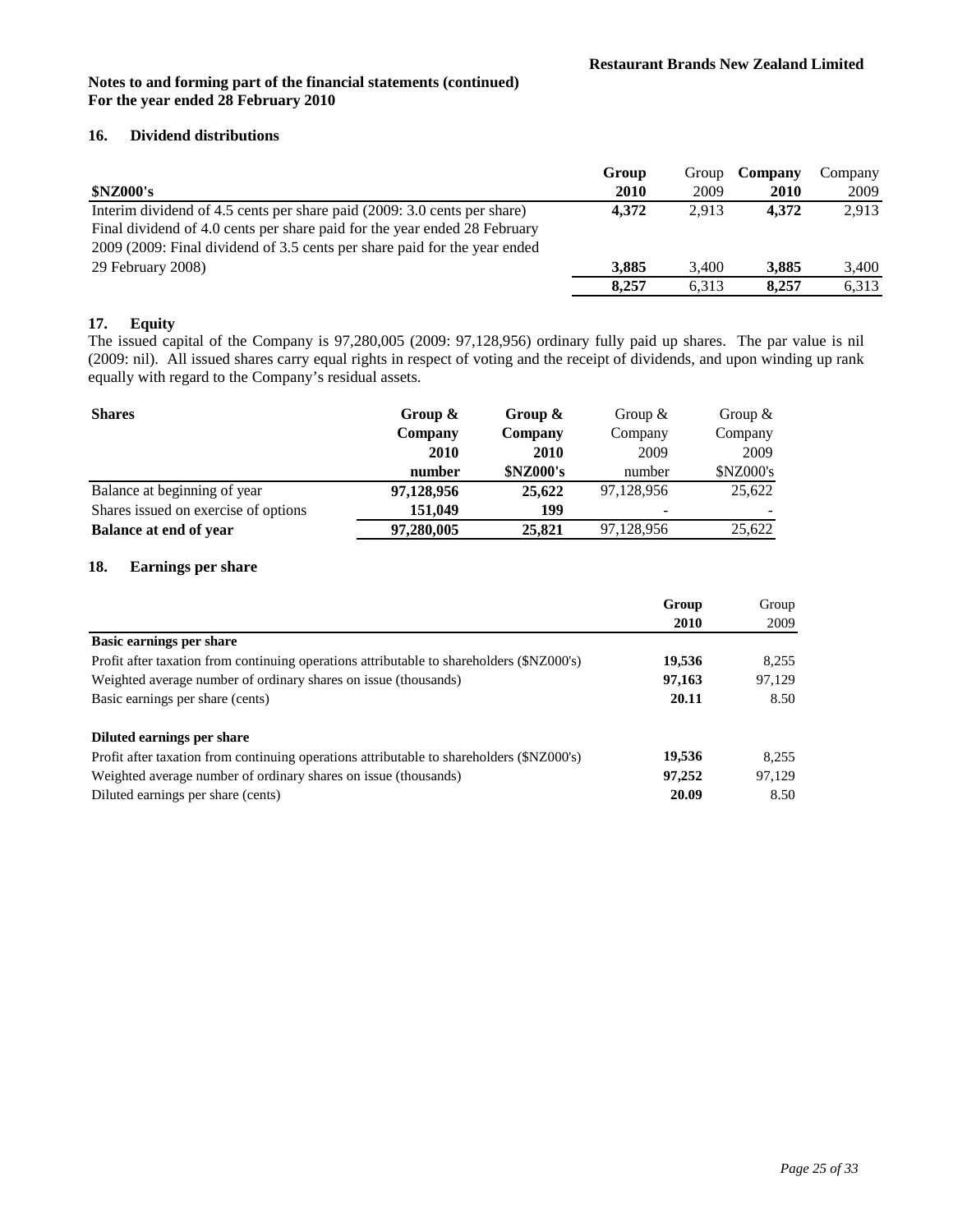# Notes to and forming part of the financial statements (continued)
**For the year ended 28 February 2010**

## 16. Dividend distributions

| $NZ000's | Group 2010 | Group 2009 | Company 2010 | Company 2009 |
|---|---|---|---|---|
| Interim dividend of 4.5 cents per share paid (2009: 3.0 cents per share) | **4,372** | 2,913 | **4,372** | 2,913 |
| Final dividend of 4.0 cents per share paid for the year ended 28 February 2009 (2009: Final dividend of 3.5 cents per share paid for the year ended 29 February 2008) | **3,885** | 3,400 | **3,885** | 3,400 |
| | **8,257** | 6,313 | **8,257** | 6,313 |

## 17. Equity

The issued capital of the Company is 97,280,005 (2009: 97,128,956) ordinary fully paid up shares. The par value is nil (2009: nil). All issued shares carry equal rights in respect of voting and the receipt of dividends, and upon winding up rank equally with regard to the Company's residual assets.

| Shares | Group & Company 2010 number | Group & Company 2010 $NZ000's | Group & Company 2009 number | Group & Company 2009 $NZ000's |
|---|---|---|---|---|
| Balance at beginning of year | **97,128,956** | **25,622** | 97,128,956 | 25,622 |
| Shares issued on exercise of options | **151,049** | **199** | - | - |
| **Balance at end of year** | **97,280,005** | **25,821** | 97,128,956 | 25,622 |

## 18. Earnings per share

| | Group 2010 | Group 2009 |
|---|---|---|
| **Basic earnings per share** | | |
| Profit after taxation from continuing operations attributable to shareholders ($NZ000's) | **19,536** | 8,255 |
| Weighted average number of ordinary shares on issue (thousands) | **97,163** | 97,129 |
| Basic earnings per share (cents) | **20.11** | 8.50 |
| **Diluted earnings per share** | | |
| Profit after taxation from continuing operations attributable to shareholders ($NZ000's) | **19,536** | 8,255 |
| Weighted average number of ordinary shares on issue (thousands) | **97,252** | 97,129 |
| Diluted earnings per share (cents) | **20.09** | 8.50 |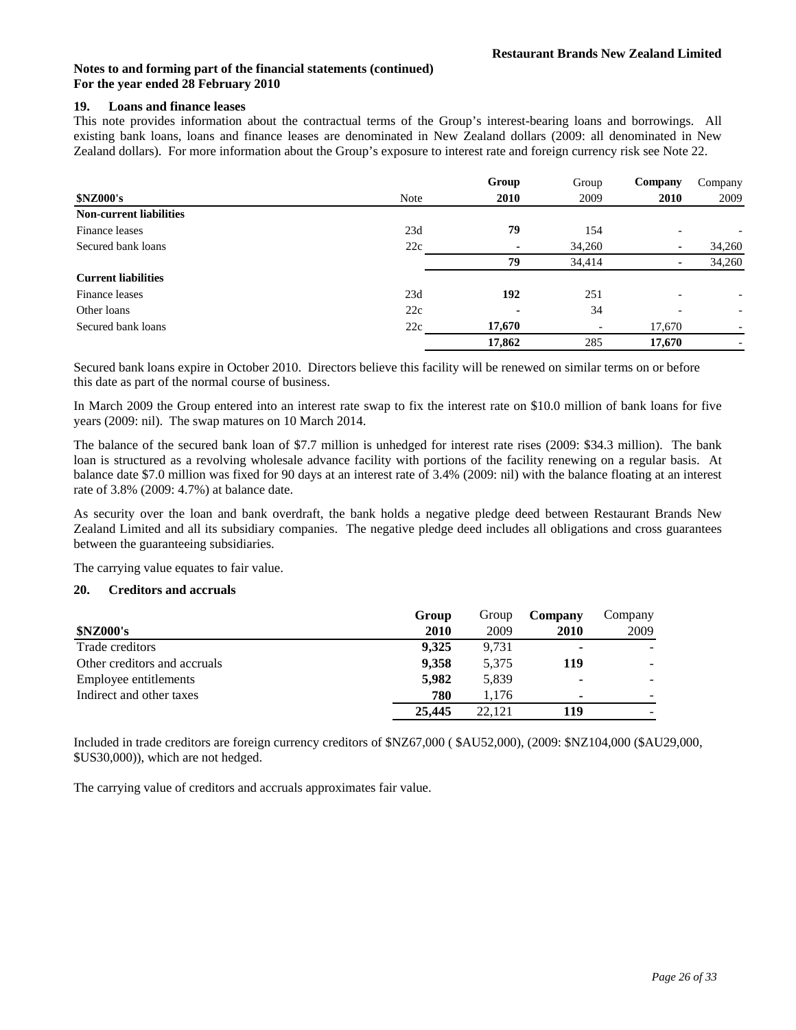**Notes to and forming part of the financial statements (continued)**
**For the year ended 28 February 2010**

### 19. Loans and finance leases

This note provides information about the contractual terms of the Group's interest-bearing loans and borrowings. All existing bank loans, loans and finance leases are denominated in New Zealand dollars (2009: all denominated in New Zealand dollars). For more information about the Group's exposure to interest rate and foreign currency risk see Note 22.

| | | **Group** | Group | **Company** | Company |
|---|---|---|---|---|---|
| **$NZ000's** | Note | **2010** | 2009 | **2010** | 2009 |
| **Non-current liabilities** | | | | | |
| Finance leases | 23d | **79** | 154 | - | - |
| Secured bank loans | 22c | **-** | 34,260 | **-** | 34,260 |
| | | **79** | 34,414 | **-** | 34,260 |
| **Current liabilities** | | | | | |
| Finance leases | 23d | **192** | 251 | - | - |
| Other loans | 22c | **-** | 34 | - | - |
| Secured bank loans | 22c | **17,670** | - | 17,670 | - |
| | | **17,862** | 285 | **17,670** | - |

Secured bank loans expire in October 2010. Directors believe this facility will be renewed on similar terms on or before this date as part of the normal course of business.

In March 2009 the Group entered into an interest rate swap to fix the interest rate on $10.0 million of bank loans for five years (2009: nil). The swap matures on 10 March 2014.

The balance of the secured bank loan of $7.7 million is unhedged for interest rate rises (2009: $34.3 million). The bank loan is structured as a revolving wholesale advance facility with portions of the facility renewing on a regular basis. At balance date $7.0 million was fixed for 90 days at an interest rate of 3.4% (2009: nil) with the balance floating at an interest rate of 3.8% (2009: 4.7%) at balance date.

As security over the loan and bank overdraft, the bank holds a negative pledge deed between Restaurant Brands New Zealand Limited and all its subsidiary companies. The negative pledge deed includes all obligations and cross guarantees between the guaranteeing subsidiaries.

The carrying value equates to fair value.

### 20. Creditors and accruals

| | **Group** | Group | **Company** | Company |
|---|---|---|---|---|
| **$NZ000's** | **2010** | 2009 | **2010** | 2009 |
| Trade creditors | **9,325** | 9,731 | **-** | - |
| Other creditors and accruals | **9,358** | 5,375 | **119** | - |
| Employee entitlements | **5,982** | 5,839 | **-** | - |
| Indirect and other taxes | **780** | 1,176 | **-** | - |
| | **25,445** | 22,121 | **119** | - |

Included in trade creditors are foreign currency creditors of $NZ67,000 ( $AU52,000), (2009: $NZ104,000 ($AU29,000, $US30,000)), which are not hedged.

The carrying value of creditors and accruals approximates fair value.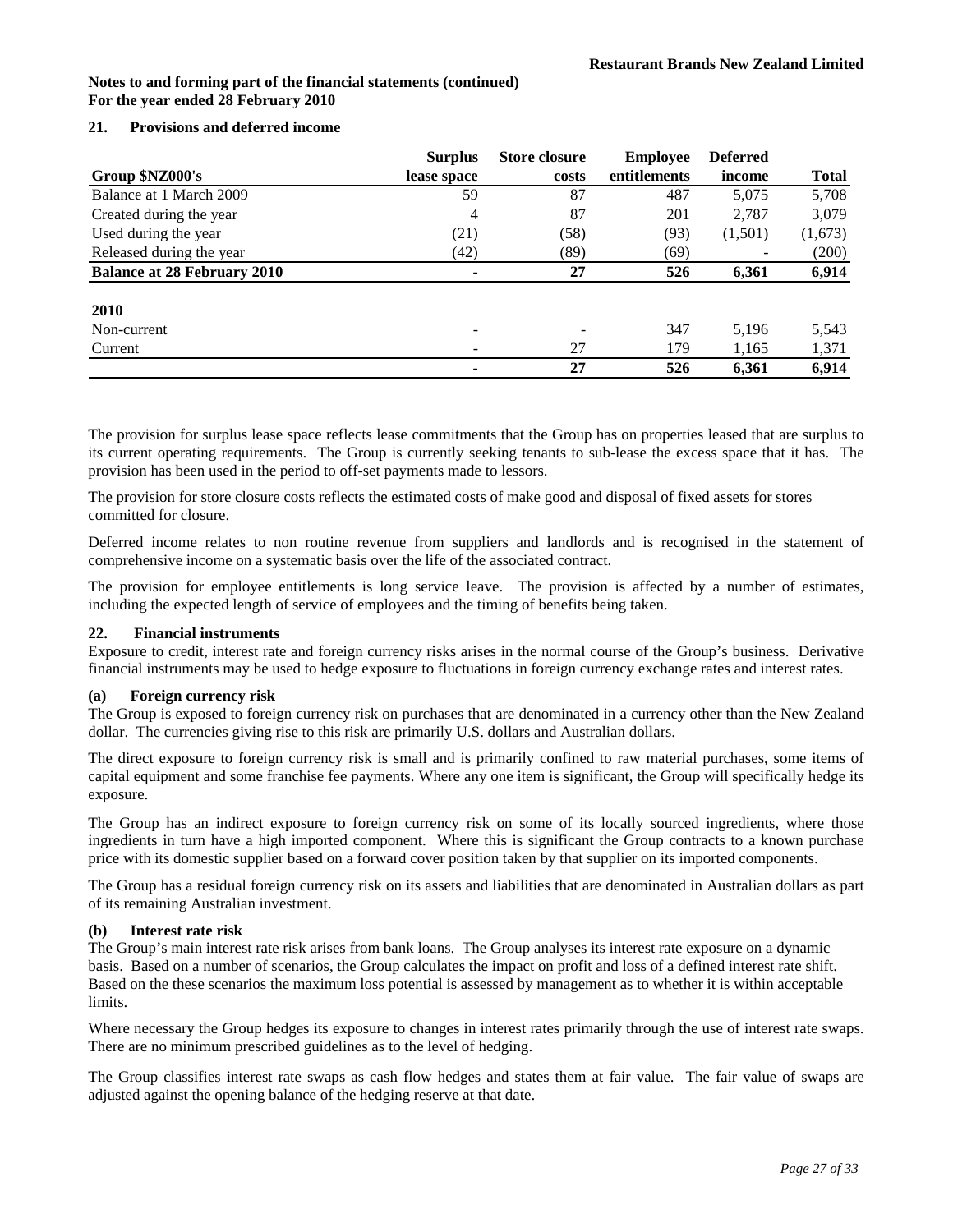**Notes to and forming part of the financial statements (continued)**
**For the year ended 28 February 2010**

## 21. Provisions and deferred income

| Group $NZ000's | Surplus lease space | Store closure costs | Employee entitlements | Deferred income | Total |
|---|---|---|---|---|---|
| Balance at 1 March 2009 | 59 | 87 | 487 | 5,075 | 5,708 |
| Created during the year | 4 | 87 | 201 | 2,787 | 3,079 |
| Used during the year | (21) | (58) | (93) | (1,501) | (1,673) |
| Released during the year | (42) | (89) | (69) | - | (200) |
| **Balance at 28 February 2010** | **-** | **27** | **526** | **6,361** | **6,914** |
| **2010** | | | | | |
| Non-current | - | - | 347 | 5,196 | 5,543 |
| Current | - | 27 | 179 | 1,165 | 1,371 |
| | **-** | **27** | **526** | **6,361** | **6,914** |

The provision for surplus lease space reflects lease commitments that the Group has on properties leased that are surplus to its current operating requirements. The Group is currently seeking tenants to sub-lease the excess space that it has. The provision has been used in the period to off-set payments made to lessors.

The provision for store closure costs reflects the estimated costs of make good and disposal of fixed assets for stores committed for closure.

Deferred income relates to non routine revenue from suppliers and landlords and is recognised in the statement of comprehensive income on a systematic basis over the life of the associated contract.

The provision for employee entitlements is long service leave. The provision is affected by a number of estimates, including the expected length of service of employees and the timing of benefits being taken.

## 22. Financial instruments

Exposure to credit, interest rate and foreign currency risks arises in the normal course of the Group's business. Derivative financial instruments may be used to hedge exposure to fluctuations in foreign currency exchange rates and interest rates.

### (a) Foreign currency risk

The Group is exposed to foreign currency risk on purchases that are denominated in a currency other than the New Zealand dollar. The currencies giving rise to this risk are primarily U.S. dollars and Australian dollars.

The direct exposure to foreign currency risk is small and is primarily confined to raw material purchases, some items of capital equipment and some franchise fee payments. Where any one item is significant, the Group will specifically hedge its exposure.

The Group has an indirect exposure to foreign currency risk on some of its locally sourced ingredients, where those ingredients in turn have a high imported component. Where this is significant the Group contracts to a known purchase price with its domestic supplier based on a forward cover position taken by that supplier on its imported components.

The Group has a residual foreign currency risk on its assets and liabilities that are denominated in Australian dollars as part of its remaining Australian investment.

### (b) Interest rate risk

The Group's main interest rate risk arises from bank loans. The Group analyses its interest rate exposure on a dynamic basis. Based on a number of scenarios, the Group calculates the impact on profit and loss of a defined interest rate shift. Based on the these scenarios the maximum loss potential is assessed by management as to whether it is within acceptable limits.

Where necessary the Group hedges its exposure to changes in interest rates primarily through the use of interest rate swaps. There are no minimum prescribed guidelines as to the level of hedging.

The Group classifies interest rate swaps as cash flow hedges and states them at fair value. The fair value of swaps are adjusted against the opening balance of the hedging reserve at that date.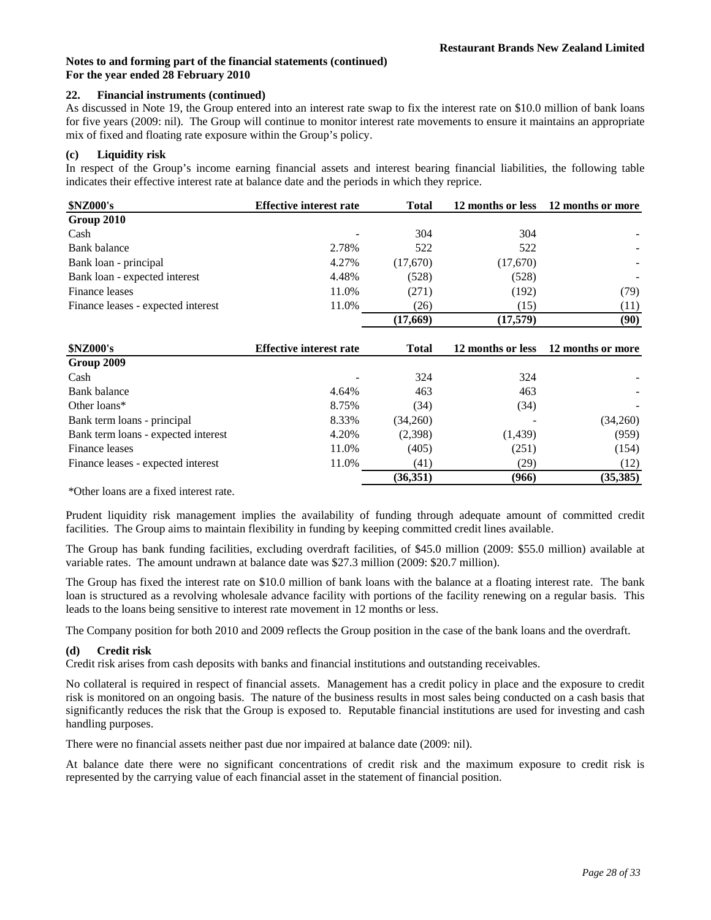Notes to and forming part of the financial statements (continued)
For the year ended 28 February 2010

## 22. Financial instruments (continued)

As discussed in Note 19, the Group entered into an interest rate swap to fix the interest rate on \$10.0 million of bank loans for five years (2009: nil). The Group will continue to monitor interest rate movements to ensure it maintains an appropriate mix of fixed and floating rate exposure within the Group's policy.

### (c) Liquidity risk

In respect of the Group's income earning financial assets and interest bearing financial liabilities, the following table indicates their effective interest rate at balance date and the periods in which they reprice.

| $NZ000's | Effective interest rate | Total | 12 months or less | 12 months or more |
|---|---|---|---|---|
| **Group 2010** | | | | |
| Cash | - | 304 | 304 | - |
| Bank balance | 2.78% | 522 | 522 | - |
| Bank loan - principal | 4.27% | (17,670) | (17,670) | - |
| Bank loan - expected interest | 4.48% | (528) | (528) | - |
| Finance leases | 11.0% | (271) | (192) | (79) |
| Finance leases - expected interest | 11.0% | (26) | (15) | (11) |
| | | **(17,669)** | **(17,579)** | **(90)** |

| $NZ000's | Effective interest rate | Total | 12 months or less | 12 months or more |
|---|---|---|---|---|
| **Group 2009** | | | | |
| Cash | - | 324 | 324 | - |
| Bank balance | 4.64% | 463 | 463 | - |
| Other loans* | 8.75% | (34) | (34) | - |
| Bank term loans - principal | 8.33% | (34,260) | - | (34,260) |
| Bank term loans - expected interest | 4.20% | (2,398) | (1,439) | (959) |
| Finance leases | 11.0% | (405) | (251) | (154) |
| Finance leases - expected interest | 11.0% | (41) | (29) | (12) |
| | | **(36,351)** | **(966)** | **(35,385)** |

*Other loans are a fixed interest rate.

Prudent liquidity risk management implies the availability of funding through adequate amount of committed credit facilities. The Group aims to maintain flexibility in funding by keeping committed credit lines available.

The Group has bank funding facilities, excluding overdraft facilities, of \$45.0 million (2009: \$55.0 million) available at variable rates. The amount undrawn at balance date was \$27.3 million (2009: \$20.7 million).

The Group has fixed the interest rate on \$10.0 million of bank loans with the balance at a floating interest rate. The bank loan is structured as a revolving wholesale advance facility with portions of the facility renewing on a regular basis. This leads to the loans being sensitive to interest rate movement in 12 months or less.

The Company position for both 2010 and 2009 reflects the Group position in the case of the bank loans and the overdraft.

### (d) Credit risk

Credit risk arises from cash deposits with banks and financial institutions and outstanding receivables.

No collateral is required in respect of financial assets. Management has a credit policy in place and the exposure to credit risk is monitored on an ongoing basis. The nature of the business results in most sales being conducted on a cash basis that significantly reduces the risk that the Group is exposed to. Reputable financial institutions are used for investing and cash handling purposes.

There were no financial assets neither past due nor impaired at balance date (2009: nil).

At balance date there were no significant concentrations of credit risk and the maximum exposure to credit risk is represented by the carrying value of each financial asset in the statement of financial position.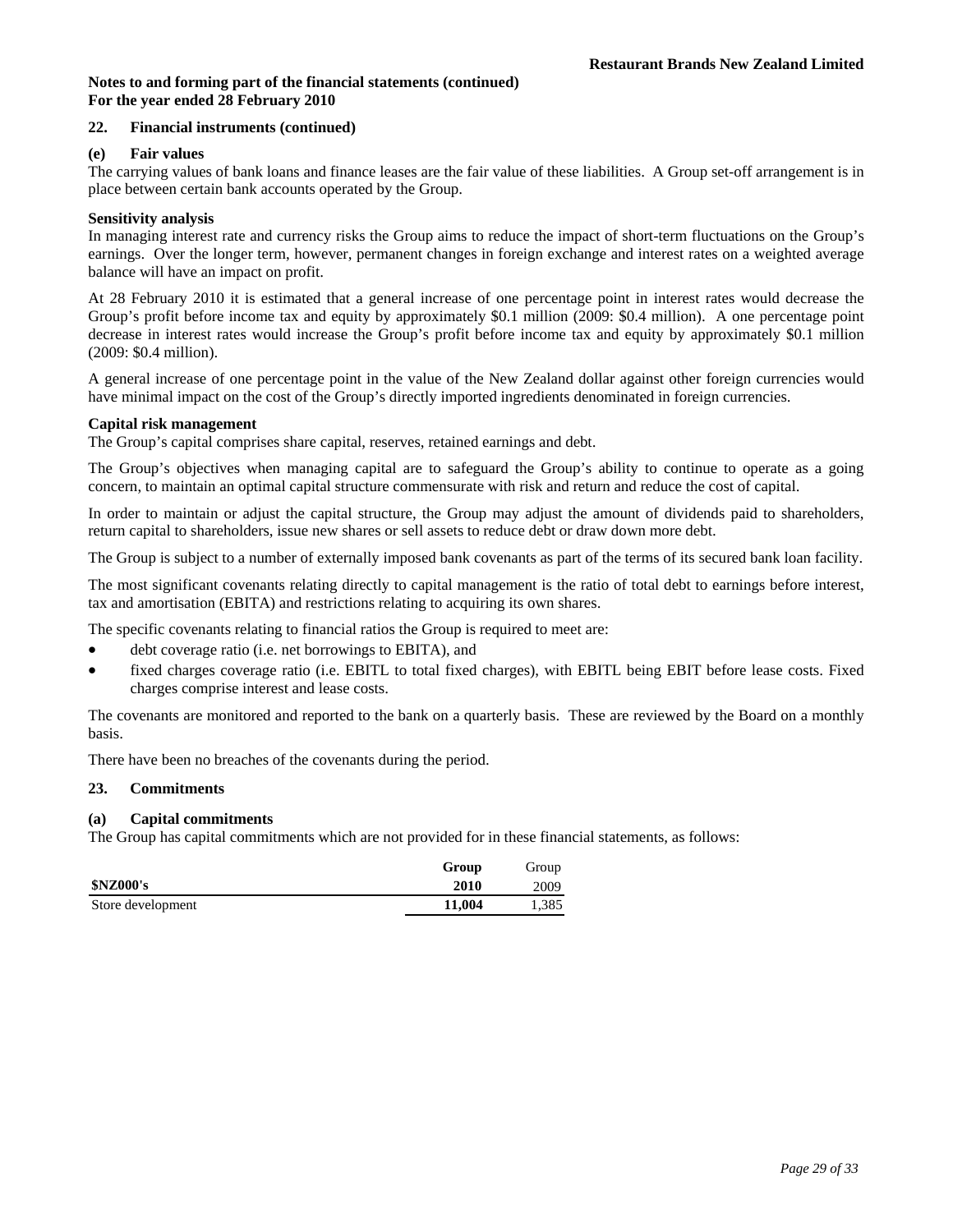**Notes to and forming part of the financial statements (continued)**
**For the year ended 28 February 2010**

## 22. Financial instruments (continued)

### (e) Fair values

The carrying values of bank loans and finance leases are the fair value of these liabilities. A Group set-off arrangement is in place between certain bank accounts operated by the Group.

**Sensitivity analysis**

In managing interest rate and currency risks the Group aims to reduce the impact of short-term fluctuations on the Group's earnings. Over the longer term, however, permanent changes in foreign exchange and interest rates on a weighted average balance will have an impact on profit.

At 28 February 2010 it is estimated that a general increase of one percentage point in interest rates would decrease the Group's profit before income tax and equity by approximately $0.1 million (2009: $0.4 million). A one percentage point decrease in interest rates would increase the Group's profit before income tax and equity by approximately $0.1 million (2009: $0.4 million).

A general increase of one percentage point in the value of the New Zealand dollar against other foreign currencies would have minimal impact on the cost of the Group's directly imported ingredients denominated in foreign currencies.

**Capital risk management**

The Group's capital comprises share capital, reserves, retained earnings and debt.

The Group's objectives when managing capital are to safeguard the Group's ability to continue to operate as a going concern, to maintain an optimal capital structure commensurate with risk and return and reduce the cost of capital.

In order to maintain or adjust the capital structure, the Group may adjust the amount of dividends paid to shareholders, return capital to shareholders, issue new shares or sell assets to reduce debt or draw down more debt.

The Group is subject to a number of externally imposed bank covenants as part of the terms of its secured bank loan facility.

The most significant covenants relating directly to capital management is the ratio of total debt to earnings before interest, tax and amortisation (EBITA) and restrictions relating to acquiring its own shares.

The specific covenants relating to financial ratios the Group is required to meet are:

- debt coverage ratio (i.e. net borrowings to EBITA), and
- fixed charges coverage ratio (i.e. EBITL to total fixed charges), with EBITL being EBIT before lease costs. Fixed charges comprise interest and lease costs.

The covenants are monitored and reported to the bank on a quarterly basis. These are reviewed by the Board on a monthly basis.

There have been no breaches of the covenants during the period.

## 23. Commitments

### (a) Capital commitments

The Group has capital commitments which are not provided for in these financial statements, as follows:

| | **Group** | Group |
|---|---|---|
| **$NZ000's** | **2010** | 2009 |
| Store development | **11,004** | 1,385 |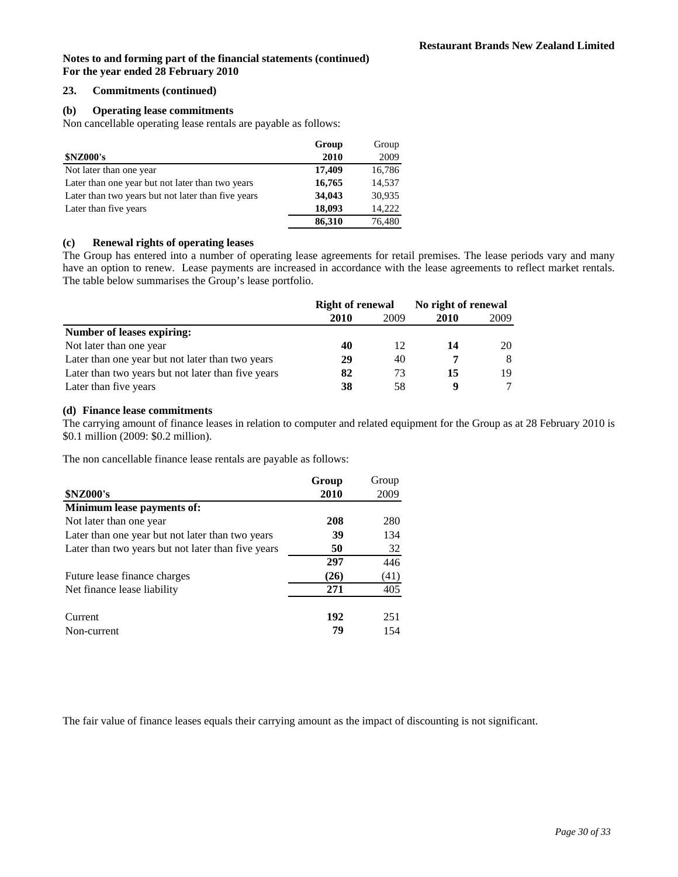**Notes to and forming part of the financial statements (continued)**
**For the year ended 28 February 2010**

## 23. Commitments (continued)

### (b) Operating lease commitments

Non cancellable operating lease rentals are payable as follows:

| $NZ000's | Group 2010 | Group 2009 |
|---|---|---|
| Not later than one year | **17,409** | 16,786 |
| Later than one year but not later than two years | **16,765** | 14,537 |
| Later than two years but not later than five years | **34,043** | 30,935 |
| Later than five years | **18,093** | 14,222 |
| | **86,310** | 76,480 |

### (c) Renewal rights of operating leases

The Group has entered into a number of operating lease agreements for retail premises. The lease periods vary and many have an option to renew. Lease payments are increased in accordance with the lease agreements to reflect market rentals. The table below summarises the Group's lease portfolio.

| | Right of renewal | | No right of renewal | |
|---|---|---|---|---|
| | **2010** | 2009 | **2010** | 2009 |
| **Number of leases expiring:** | | | | |
| Not later than one year | **40** | 12 | **14** | 20 |
| Later than one year but not later than two years | **29** | 40 | **7** | 8 |
| Later than two years but not later than five years | **82** | 73 | **15** | 19 |
| Later than five years | **38** | 58 | **9** | 7 |

### (d) Finance lease commitments

The carrying amount of finance leases in relation to computer and related equipment for the Group as at 28 February 2010 is $0.1 million (2009: $0.2 million).

The non cancellable finance lease rentals are payable as follows:

| $NZ000's | Group 2010 | Group 2009 |
|---|---|---|
| **Minimum lease payments of:** | | |
| Not later than one year | **208** | 280 |
| Later than one year but not later than two years | **39** | 134 |
| Later than two years but not later than five years | **50** | 32 |
| | **297** | 446 |
| Future lease finance charges | **(26)** | (41) |
| Net finance lease liability | **271** | 405 |
| | | |
| Current | **192** | 251 |
| Non-current | **79** | 154 |

The fair value of finance leases equals their carrying amount as the impact of discounting is not significant.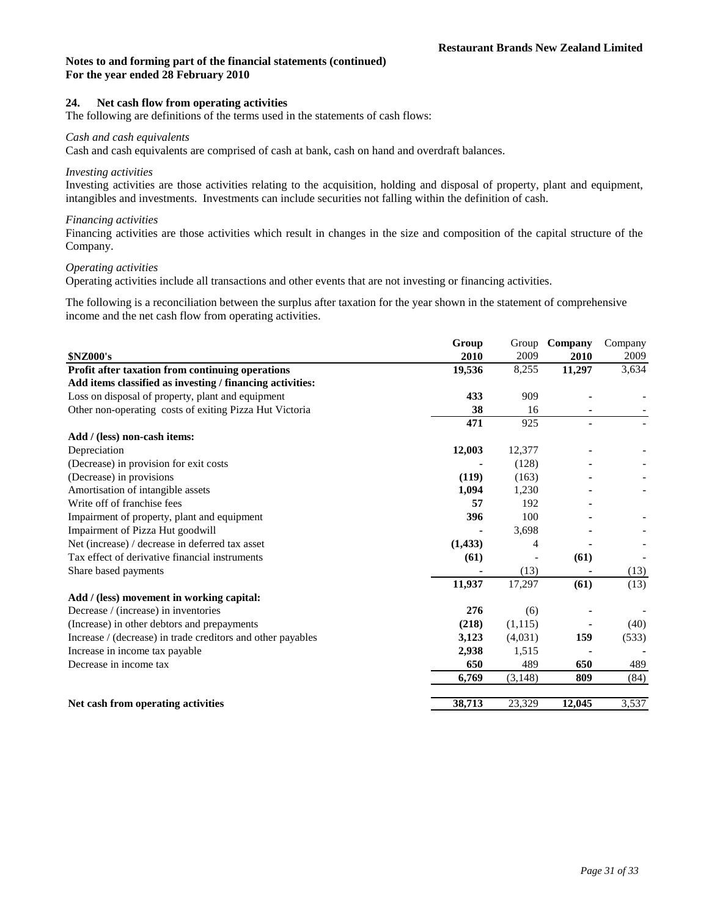**Notes to and forming part of the financial statements (continued)**
**For the year ended 28 February 2010**

## 24. Net cash flow from operating activities

The following are definitions of the terms used in the statements of cash flows:

*Cash and cash equivalents*

Cash and cash equivalents are comprised of cash at bank, cash on hand and overdraft balances.

*Investing activities*

Investing activities are those activities relating to the acquisition, holding and disposal of property, plant and equipment, intangibles and investments. Investments can include securities not falling within the definition of cash.

*Financing activities*

Financing activities are those activities which result in changes in the size and composition of the capital structure of the Company.

*Operating activities*

Operating activities include all transactions and other events that are not investing or financing activities.

The following is a reconciliation between the surplus after taxation for the year shown in the statement of comprehensive income and the net cash flow from operating activities.

| **$NZ000's** | **Group 2010** | Group 2009 | **Company 2010** | Company 2009 |
|---|---|---|---|---|
| **Profit after taxation from continuing operations** | **19,536** | 8,255 | **11,297** | 3,634 |
| **Add items classified as investing / financing activities:** | | | | |
| Loss on disposal of property, plant and equipment | **433** | 909 | **-** | - |
| Other non-operating costs of exiting Pizza Hut Victoria | **38** | 16 | **-** | - |
| | **471** | 925 | **-** | - |
| **Add / (less) non-cash items:** | | | | |
| Depreciation | **12,003** | 12,377 | **-** | - |
| (Decrease) in provision for exit costs | **-** | (128) | **-** | - |
| (Decrease) in provisions | **(119)** | (163) | **-** | - |
| Amortisation of intangible assets | **1,094** | 1,230 | **-** | - |
| Write off of franchise fees | **57** | 192 | **-** | |
| Impairment of property, plant and equipment | **396** | 100 | **-** | - |
| Impairment of Pizza Hut goodwill | **-** | 3,698 | **-** | - |
| Net (increase) / decrease in deferred tax asset | **(1,433)** | 4 | **-** | - |
| Tax effect of derivative financial instruments | **(61)** | - | **(61)** | - |
| Share based payments | **-** | (13) | **-** | (13) |
| | **11,937** | 17,297 | **(61)** | (13) |
| **Add / (less) movement in working capital:** | | | | |
| Decrease / (increase) in inventories | **276** | (6) | **-** | - |
| (Increase) in other debtors and prepayments | **(218)** | (1,115) | **-** | (40) |
| Increase / (decrease) in trade creditors and other payables | **3,123** | (4,031) | **159** | (533) |
| Increase in income tax payable | **2,938** | 1,515 | **-** | - |
| Decrease in income tax | **650** | 489 | **650** | 489 |
| | **6,769** | (3,148) | **809** | (84) |
| **Net cash from operating activities** | **38,713** | 23,329 | **12,045** | 3,537 |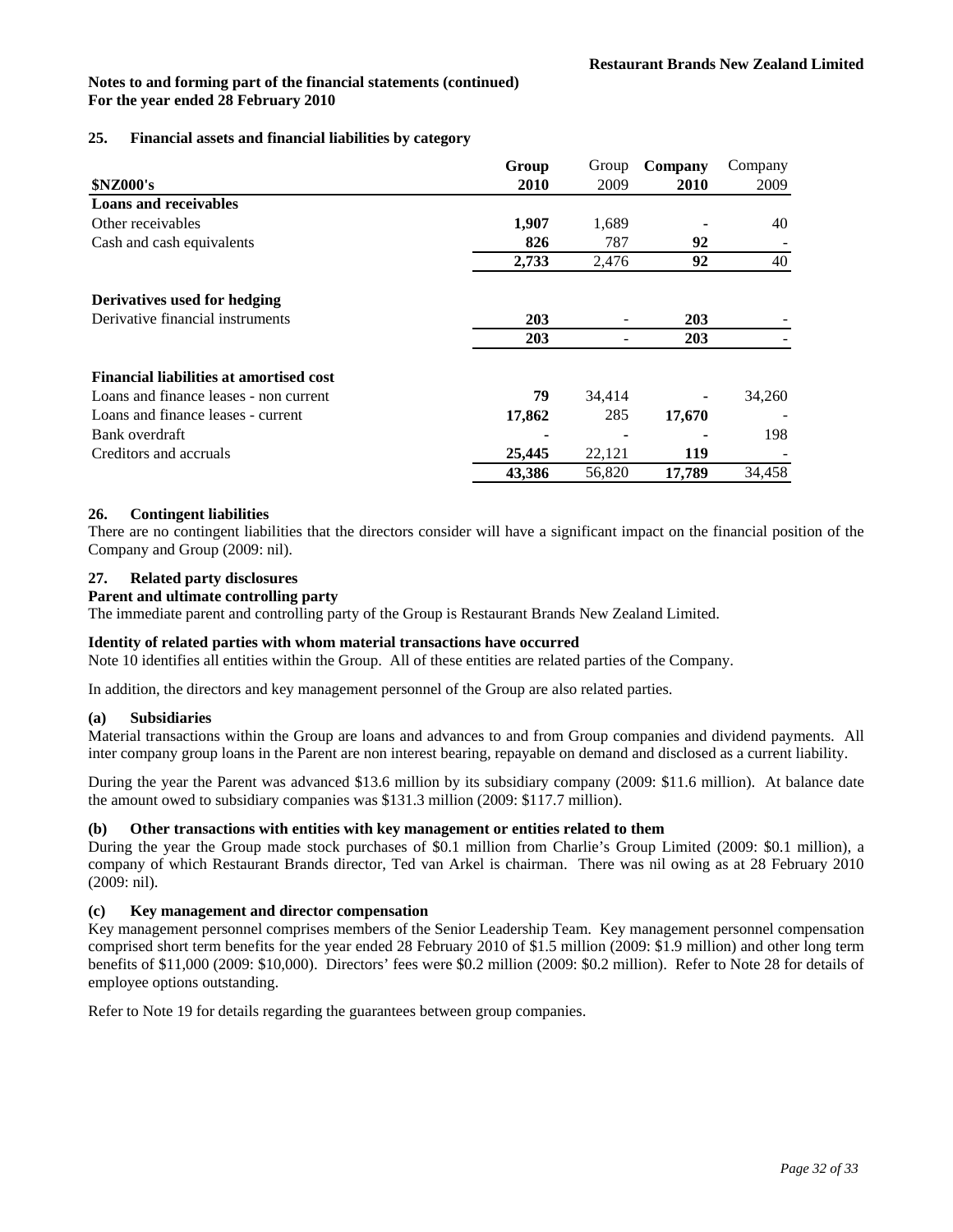**Notes to and forming part of the financial statements (continued)**
**For the year ended 28 February 2010**

## 25. Financial assets and financial liabilities by category

| $NZ000's | Group 2010 | Group 2009 | Company 2010 | Company 2009 |
|---|---|---|---|---|
| **Loans and receivables** | | | | |
| Other receivables | **1,907** | 1,689 | **-** | 40 |
| Cash and cash equivalents | **826** | 787 | **92** | - |
| | **2,733** | 2,476 | **92** | 40 |
| **Derivatives used for hedging** | | | | |
| Derivative financial instruments | **203** | - | **203** | - |
| | **203** | - | **203** | - |
| **Financial liabilities at amortised cost** | | | | |
| Loans and finance leases - non current | **79** | 34,414 | **-** | 34,260 |
| Loans and finance leases - current | **17,862** | 285 | **17,670** | - |
| Bank overdraft | **-** | - | **-** | 198 |
| Creditors and accruals | **25,445** | 22,121 | **119** | - |
| | **43,386** | 56,820 | **17,789** | 34,458 |

## 26. Contingent liabilities

There are no contingent liabilities that the directors consider will have a significant impact on the financial position of the Company and Group (2009: nil).

## 27. Related party disclosures

**Parent and ultimate controlling party**

The immediate parent and controlling party of the Group is Restaurant Brands New Zealand Limited.

**Identity of related parties with whom material transactions have occurred**

Note 10 identifies all entities within the Group. All of these entities are related parties of the Company.

In addition, the directors and key management personnel of the Group are also related parties.

**(a) Subsidiaries**

Material transactions within the Group are loans and advances to and from Group companies and dividend payments. All inter company group loans in the Parent are non interest bearing, repayable on demand and disclosed as a current liability.

During the year the Parent was advanced $13.6 million by its subsidiary company (2009: $11.6 million). At balance date the amount owed to subsidiary companies was $131.3 million (2009: $117.7 million).

**(b) Other transactions with entities with key management or entities related to them**

During the year the Group made stock purchases of $0.1 million from Charlie's Group Limited (2009: $0.1 million), a company of which Restaurant Brands director, Ted van Arkel is chairman. There was nil owing as at 28 February 2010 (2009: nil).

**(c) Key management and director compensation**

Key management personnel comprises members of the Senior Leadership Team. Key management personnel compensation comprised short term benefits for the year ended 28 February 2010 of $1.5 million (2009: $1.9 million) and other long term benefits of $11,000 (2009: $10,000). Directors' fees were $0.2 million (2009: $0.2 million). Refer to Note 28 for details of employee options outstanding.

Refer to Note 19 for details regarding the guarantees between group companies.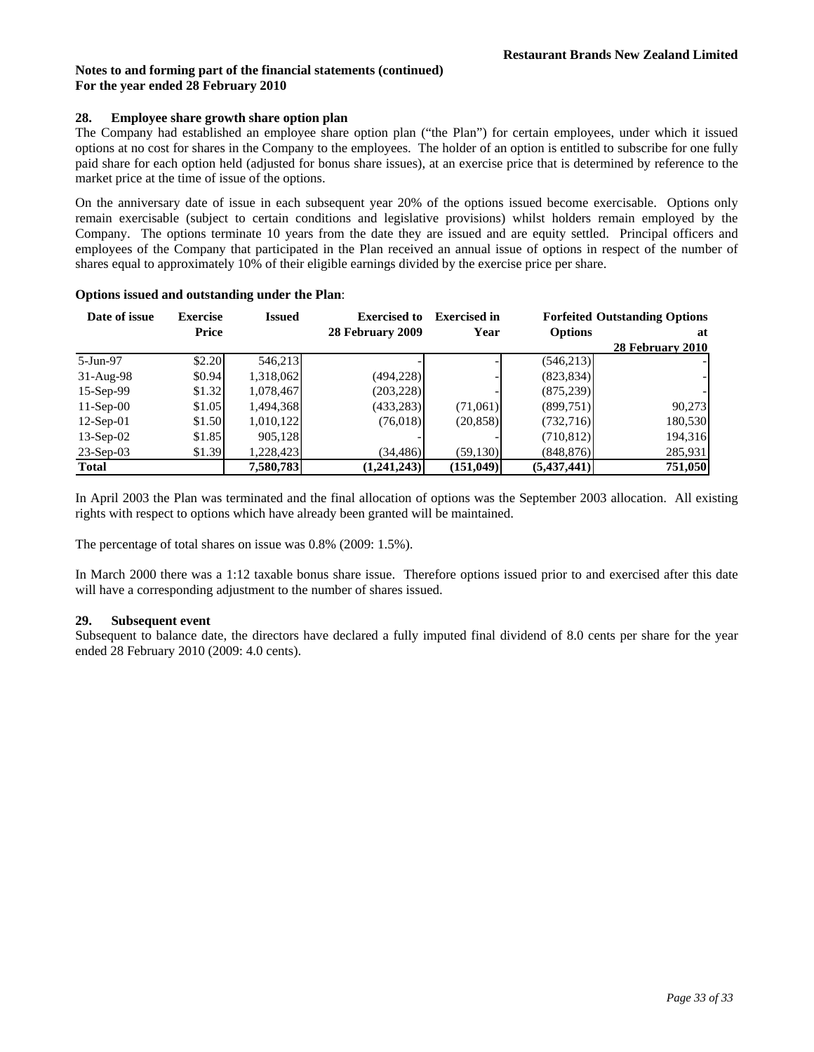**Restaurant Brands New Zealand Limited**

**Notes to and forming part of the financial statements (continued)**
**For the year ended 28 February 2010**

### 28. Employee share growth share option plan

The Company had established an employee share option plan ("the Plan") for certain employees, under which it issued options at no cost for shares in the Company to the employees. The holder of an option is entitled to subscribe for one fully paid share for each option held (adjusted for bonus share issues), at an exercise price that is determined by reference to the market price at the time of issue of the options.

On the anniversary date of issue in each subsequent year 20% of the options issued become exercisable. Options only remain exercisable (subject to certain conditions and legislative provisions) whilst holders remain employed by the Company. The options terminate 10 years from the date they are issued and are equity settled. Principal officers and employees of the Company that participated in the Plan received an annual issue of options in respect of the number of shares equal to approximately 10% of their eligible earnings divided by the exercise price per share.

**Options issued and outstanding under the Plan**:

| Date of issue | Exercise Price | Issued | Exercised to 28 February 2009 | Exercised in Year | Forfeited Options | Outstanding Options at 28 February 2010 |
|---|---|---|---|---|---|---|
| 5-Jun-97 | $2.20 | 546,213 | - | - | (546,213) | - |
| 31-Aug-98 | $0.94 | 1,318,062 | (494,228) | - | (823,834) | - |
| 15-Sep-99 | $1.32 | 1,078,467 | (203,228) | - | (875,239) | - |
| 11-Sep-00 | $1.05 | 1,494,368 | (433,283) | (71,061) | (899,751) | 90,273 |
| 12-Sep-01 | $1.50 | 1,010,122 | (76,018) | (20,858) | (732,716) | 180,530 |
| 13-Sep-02 | $1.85 | 905,128 | - | - | (710,812) | 194,316 |
| 23-Sep-03 | $1.39 | 1,228,423 | (34,486) | (59,130) | (848,876) | 285,931 |
| **Total** | | **7,580,783** | **(1,241,243)** | **(151,049)** | **(5,437,441)** | **751,050** |

In April 2003 the Plan was terminated and the final allocation of options was the September 2003 allocation. All existing rights with respect to options which have already been granted will be maintained.

The percentage of total shares on issue was 0.8% (2009: 1.5%).

In March 2000 there was a 1:12 taxable bonus share issue. Therefore options issued prior to and exercised after this date will have a corresponding adjustment to the number of shares issued.

### 29. Subsequent event

Subsequent to balance date, the directors have declared a fully imputed final dividend of 8.0 cents per share for the year ended 28 February 2010 (2009: 4.0 cents).